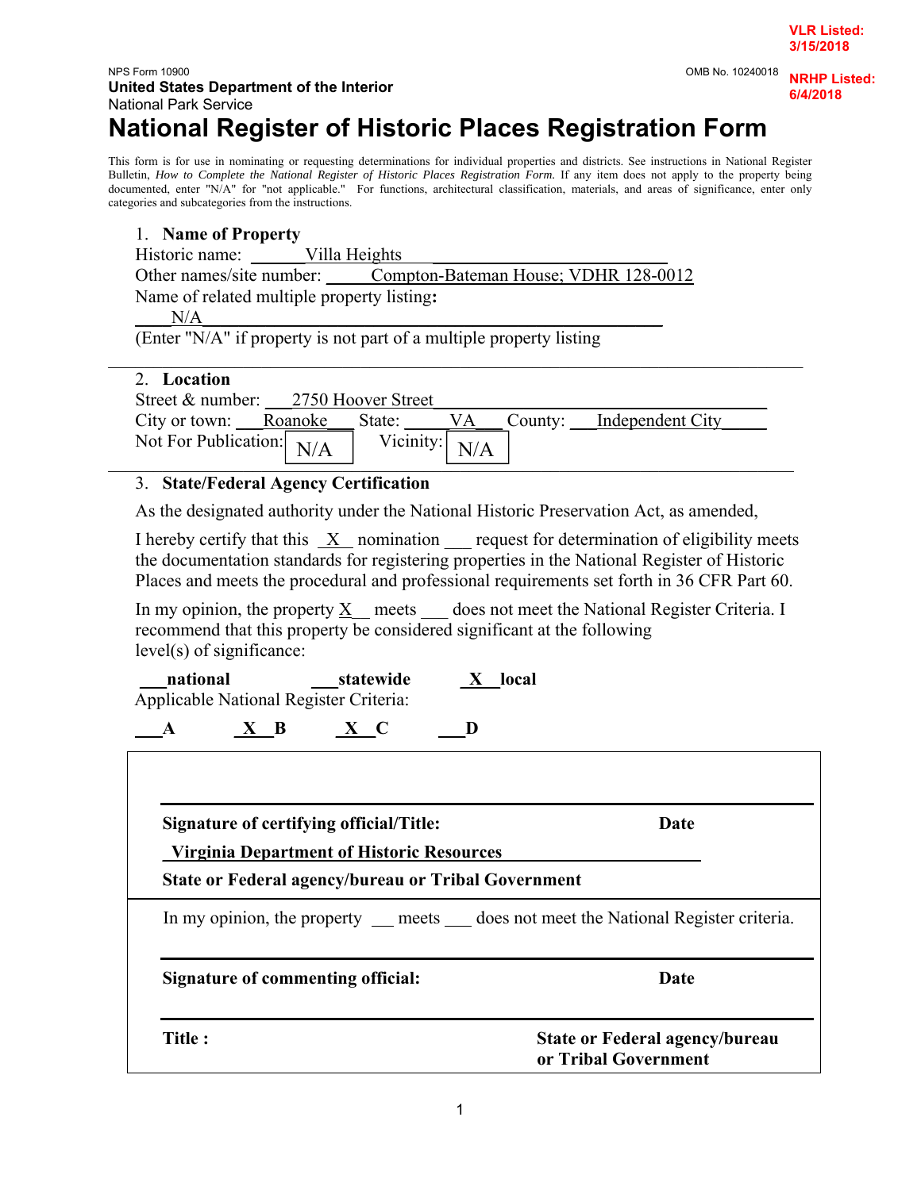**VLR Listed: 3/15/2018**

**NRHP Listed: 6/4/2018**

NPS Form 10900

OMB No. 10240018

**United States Department of the Interior**
National Park Service

# National Register of Historic Places Registration Form

This form is for use in nominating or requesting determinations for individual properties and districts. See instructions in National Register Bulletin, *How to Complete the National Register of Historic Places Registration Form.* If any item does not apply to the property being documented, enter "N/A" for "not applicable." For functions, architectural classification, materials, and areas of significance, enter only categories and subcategories from the instructions.

## 1. Name of Property

Historic name: Villa Heights

Other names/site number: Compton-Bateman House; VDHR 128-0012

Name of related multiple property listing**:**

N/A

(Enter "N/A" if property is not part of a multiple property listing

## 2. Location

Street & number: 2750 Hoover Street

City or town: Roanoke State: VA County: Independent City

Not For Publication: N/A Vicinity: N/A

## 3. State/Federal Agency Certification

As the designated authority under the National Historic Preservation Act, as amended,

I hereby certify that this X nomination ___ request for determination of eligibility meets the documentation standards for registering properties in the National Register of Historic Places and meets the procedural and professional requirements set forth in 36 CFR Part 60.

In my opinion, the property X meets ___ does not meet the National Register Criteria. I recommend that this property be considered significant at the following level(s) of significance:

___ **national** ___ **statewide** X **local**

Applicable National Register Criteria:

___ **A** X **B** X **C** ___ **D**

**Signature of certifying official/Title:** **Date**

**Virginia Department of Historic Resources**

**State or Federal agency/bureau or Tribal Government**

In my opinion, the property ___ meets ___ does not meet the National Register criteria.

**Signature of commenting official:** **Date**

**Title :** **State or Federal agency/bureau or Tribal Government**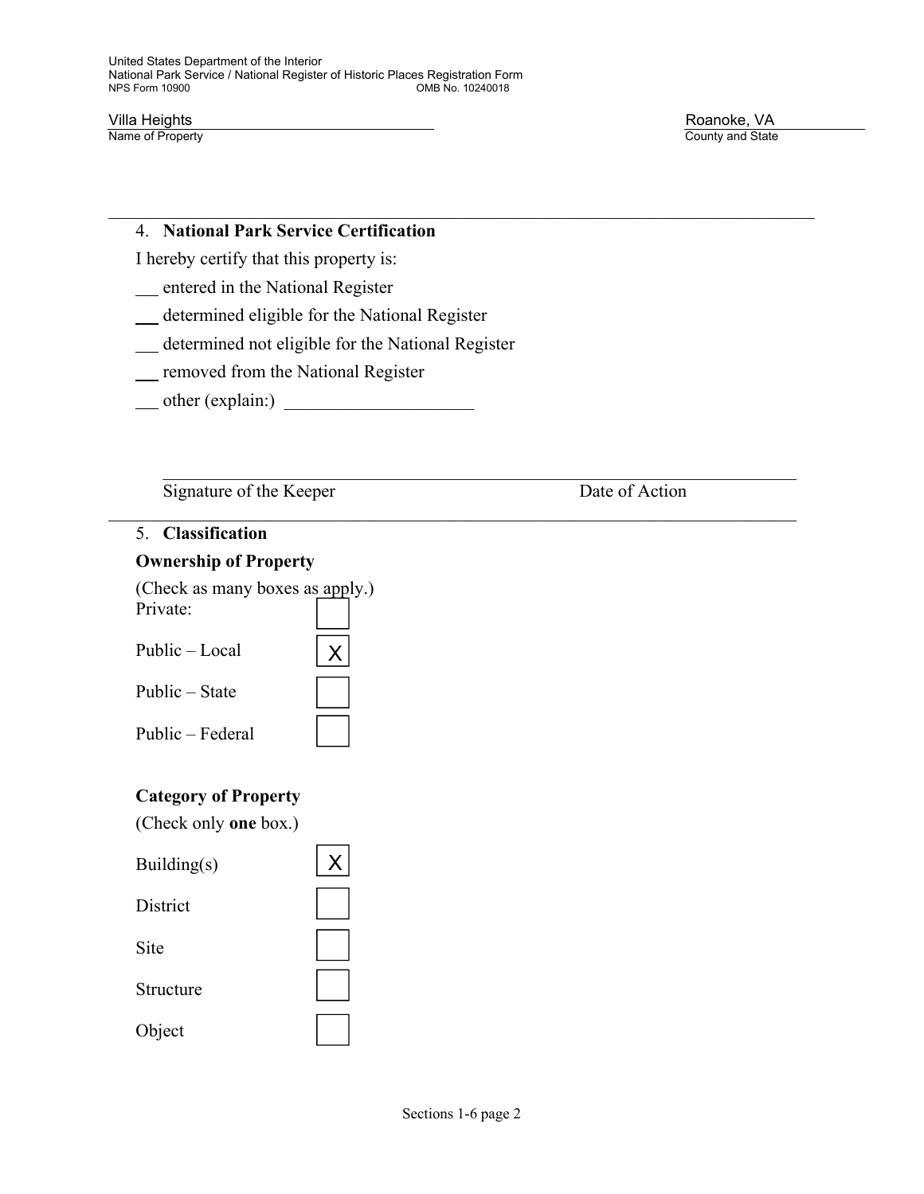Villa Heights
Name of Property

Roanoke, VA
County and State

## 4. National Park Service Certification

I hereby certify that this property is:

___ entered in the National Register

___ determined eligible for the National Register

___ determined not eligible for the National Register

___ removed from the National Register

___ other (explain:) ____________________

Signature of the Keeper　　　　　　　　　　Date of Action

## 5. Classification

### Ownership of Property

(Check as many boxes as apply.)

| | |
|---|---|
| Private: | |
| Public – Local | X |
| Public – State | |
| Public – Federal | |

### Category of Property

(Check only **one** box.)

| | |
|---|---|
| Building(s) | X |
| District | |
| Site | |
| Structure | |
| Object | |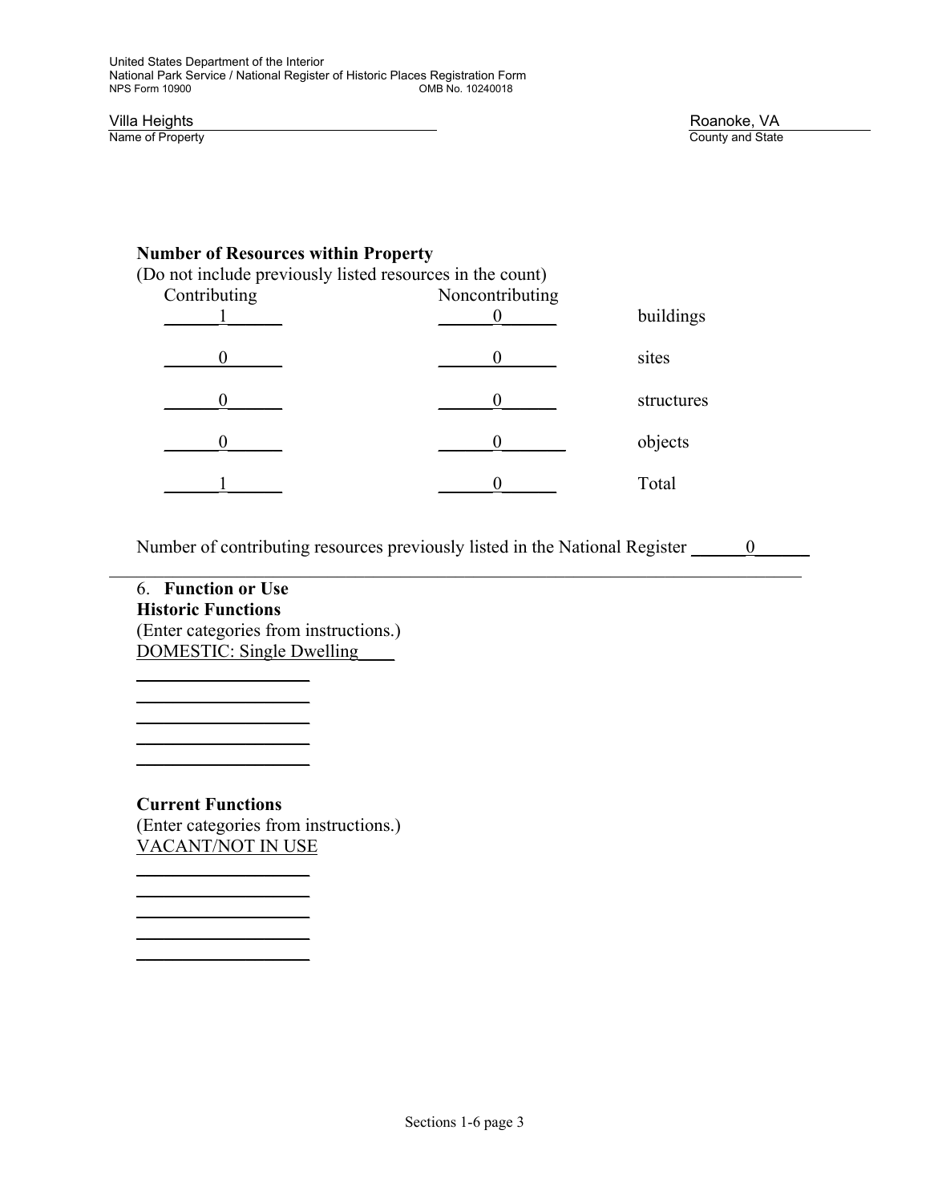**Number of Resources within Property**
(Do not include previously listed resources in the count)

| Contributing | Noncontributing | |
|---|---|---|
| 1 | 0 | buildings |
| 0 | 0 | sites |
| 0 | 0 | structures |
| 0 | 0 | objects |
| 1 | 0 | Total |

Number of contributing resources previously listed in the National Register 0

---

6. **Function or Use**

**Historic Functions**
(Enter categories from instructions.)
DOMESTIC: Single Dwelling

**Current Functions**
(Enter categories from instructions.)
VACANT/NOT IN USE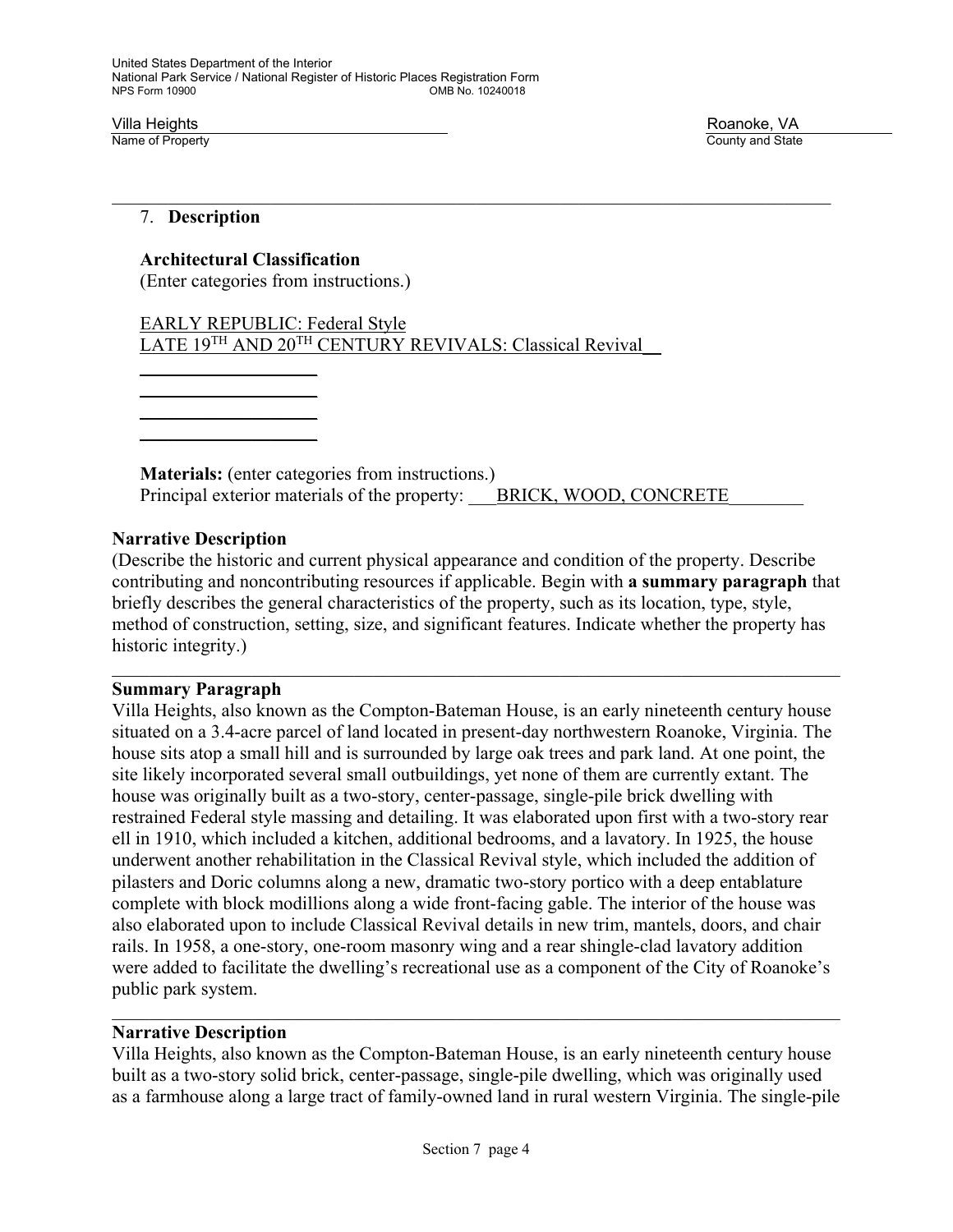Villa Heights
Name of Property

Roanoke, VA
County and State

## 7. Description

**Architectural Classification**
(Enter categories from instructions.)

EARLY REPUBLIC: Federal Style
LATE 19TH AND 20TH CENTURY REVIVALS: Classical Revival

**Materials:** (enter categories from instructions.)
Principal exterior materials of the property: BRICK, WOOD, CONCRETE

**Narrative Description**
(Describe the historic and current physical appearance and condition of the property. Describe contributing and noncontributing resources if applicable. Begin with **a summary paragraph** that briefly describes the general characteristics of the property, such as its location, type, style, method of construction, setting, size, and significant features. Indicate whether the property has historic integrity.)

---

**Summary Paragraph**
Villa Heights, also known as the Compton-Bateman House, is an early nineteenth century house situated on a 3.4-acre parcel of land located in present-day northwestern Roanoke, Virginia. The house sits atop a small hill and is surrounded by large oak trees and park land. At one point, the site likely incorporated several small outbuildings, yet none of them are currently extant. The house was originally built as a two-story, center-passage, single-pile brick dwelling with restrained Federal style massing and detailing. It was elaborated upon first with a two-story rear ell in 1910, which included a kitchen, additional bedrooms, and a lavatory. In 1925, the house underwent another rehabilitation in the Classical Revival style, which included the addition of pilasters and Doric columns along a new, dramatic two-story portico with a deep entablature complete with block modillions along a wide front-facing gable. The interior of the house was also elaborated upon to include Classical Revival details in new trim, mantels, doors, and chair rails. In 1958, a one-story, one-room masonry wing and a rear shingle-clad lavatory addition were added to facilitate the dwelling's recreational use as a component of the City of Roanoke's public park system.

---

**Narrative Description**
Villa Heights, also known as the Compton-Bateman House, is an early nineteenth century house built as a two-story solid brick, center-passage, single-pile dwelling, which was originally used as a farmhouse along a large tract of family-owned land in rural western Virginia. The single-pile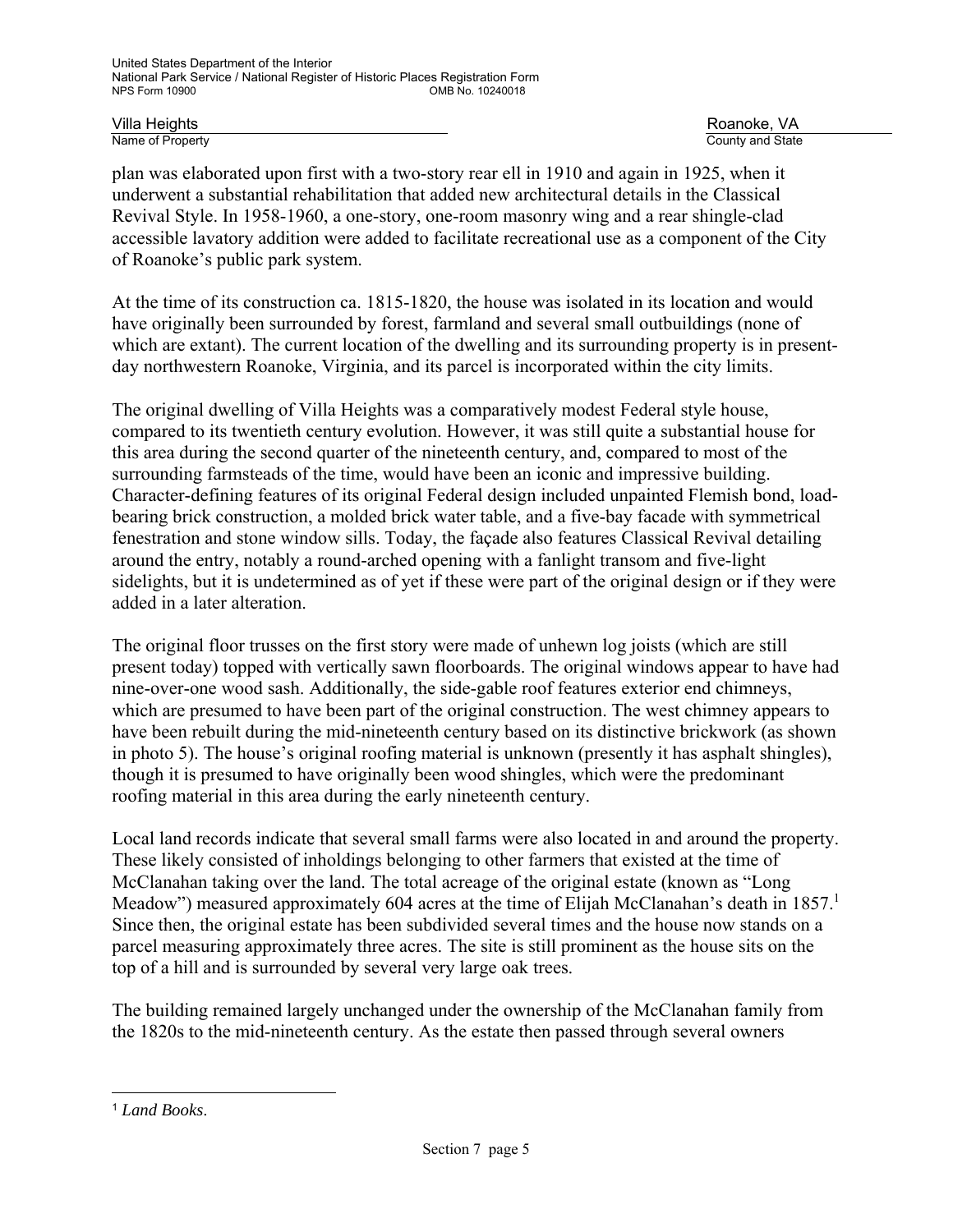plan was elaborated upon first with a two-story rear ell in 1910 and again in 1925, when it underwent a substantial rehabilitation that added new architectural details in the Classical Revival Style. In 1958-1960, a one-story, one-room masonry wing and a rear shingle-clad accessible lavatory addition were added to facilitate recreational use as a component of the City of Roanoke's public park system.

At the time of its construction ca. 1815-1820, the house was isolated in its location and would have originally been surrounded by forest, farmland and several small outbuildings (none of which are extant). The current location of the dwelling and its surrounding property is in present-day northwestern Roanoke, Virginia, and its parcel is incorporated within the city limits.

The original dwelling of Villa Heights was a comparatively modest Federal style house, compared to its twentieth century evolution. However, it was still quite a substantial house for this area during the second quarter of the nineteenth century, and, compared to most of the surrounding farmsteads of the time, would have been an iconic and impressive building. Character-defining features of its original Federal design included unpainted Flemish bond, load-bearing brick construction, a molded brick water table, and a five-bay facade with symmetrical fenestration and stone window sills. Today, the façade also features Classical Revival detailing around the entry, notably a round-arched opening with a fanlight transom and five-light sidelights, but it is undetermined as of yet if these were part of the original design or if they were added in a later alteration.

The original floor trusses on the first story were made of unhewn log joists (which are still present today) topped with vertically sawn floorboards. The original windows appear to have had nine-over-one wood sash. Additionally, the side-gable roof features exterior end chimneys, which are presumed to have been part of the original construction. The west chimney appears to have been rebuilt during the mid-nineteenth century based on its distinctive brickwork (as shown in photo 5). The house's original roofing material is unknown (presently it has asphalt shingles), though it is presumed to have originally been wood shingles, which were the predominant roofing material in this area during the early nineteenth century.

Local land records indicate that several small farms were also located in and around the property. These likely consisted of inholdings belonging to other farmers that existed at the time of McClanahan taking over the land. The total acreage of the original estate (known as "Long Meadow") measured approximately 604 acres at the time of Elijah McClanahan's death in 1857.[1] Since then, the original estate has been subdivided several times and the house now stands on a parcel measuring approximately three acres. The site is still prominent as the house sits on the top of a hill and is surrounded by several very large oak trees.

The building remained largely unchanged under the ownership of the McClanahan family from the 1820s to the mid-nineteenth century. As the estate then passed through several owners

[1] *Land Books*.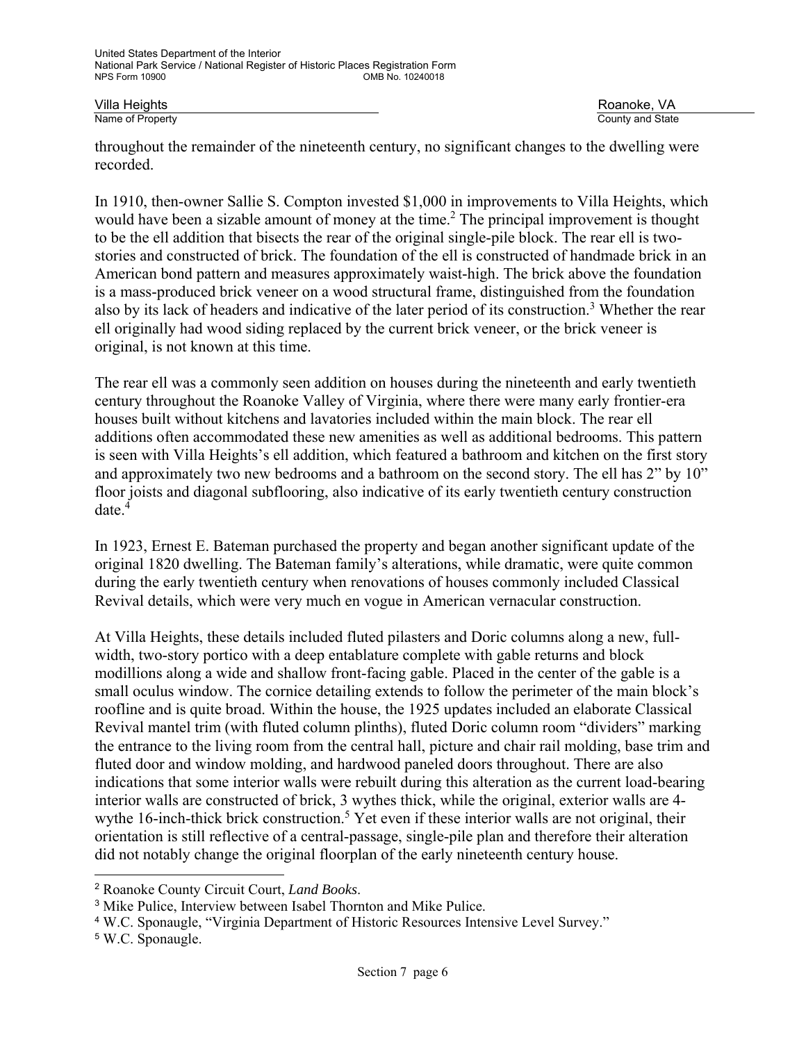throughout the remainder of the nineteenth century, no significant changes to the dwelling were recorded.

In 1910, then-owner Sallie S. Compton invested $1,000 in improvements to Villa Heights, which would have been a sizable amount of money at the time.[2] The principal improvement is thought to be the ell addition that bisects the rear of the original single-pile block. The rear ell is two-stories and constructed of brick. The foundation of the ell is constructed of handmade brick in an American bond pattern and measures approximately waist-high. The brick above the foundation is a mass-produced brick veneer on a wood structural frame, distinguished from the foundation also by its lack of headers and indicative of the later period of its construction.[3] Whether the rear ell originally had wood siding replaced by the current brick veneer, or the brick veneer is original, is not known at this time.

The rear ell was a commonly seen addition on houses during the nineteenth and early twentieth century throughout the Roanoke Valley of Virginia, where there were many early frontier-era houses built without kitchens and lavatories included within the main block. The rear ell additions often accommodated these new amenities as well as additional bedrooms. This pattern is seen with Villa Heights's ell addition, which featured a bathroom and kitchen on the first story and approximately two new bedrooms and a bathroom on the second story. The ell has 2" by 10" floor joists and diagonal subflooring, also indicative of its early twentieth century construction date.[4]

In 1923, Ernest E. Bateman purchased the property and began another significant update of the original 1820 dwelling. The Bateman family's alterations, while dramatic, were quite common during the early twentieth century when renovations of houses commonly included Classical Revival details, which were very much en vogue in American vernacular construction.

At Villa Heights, these details included fluted pilasters and Doric columns along a new, full-width, two-story portico with a deep entablature complete with gable returns and block modillions along a wide and shallow front-facing gable. Placed in the center of the gable is a small oculus window. The cornice detailing extends to follow the perimeter of the main block's roofline and is quite broad. Within the house, the 1925 updates included an elaborate Classical Revival mantel trim (with fluted column plinths), fluted Doric column room "dividers" marking the entrance to the living room from the central hall, picture and chair rail molding, base trim and fluted door and window molding, and hardwood paneled doors throughout. There are also indications that some interior walls were rebuilt during this alteration as the current load-bearing interior walls are constructed of brick, 3 wythes thick, while the original, exterior walls are 4-wythe 16-inch-thick brick construction.[5] Yet even if these interior walls are not original, their orientation is still reflective of a central-passage, single-pile plan and therefore their alteration did not notably change the original floorplan of the early nineteenth century house.

---

[2] Roanoke County Circuit Court, *Land Books*.

[3] Mike Pulice, Interview between Isabel Thornton and Mike Pulice.

[4] W.C. Sponaugle, "Virginia Department of Historic Resources Intensive Level Survey."

[5] W.C. Sponaugle.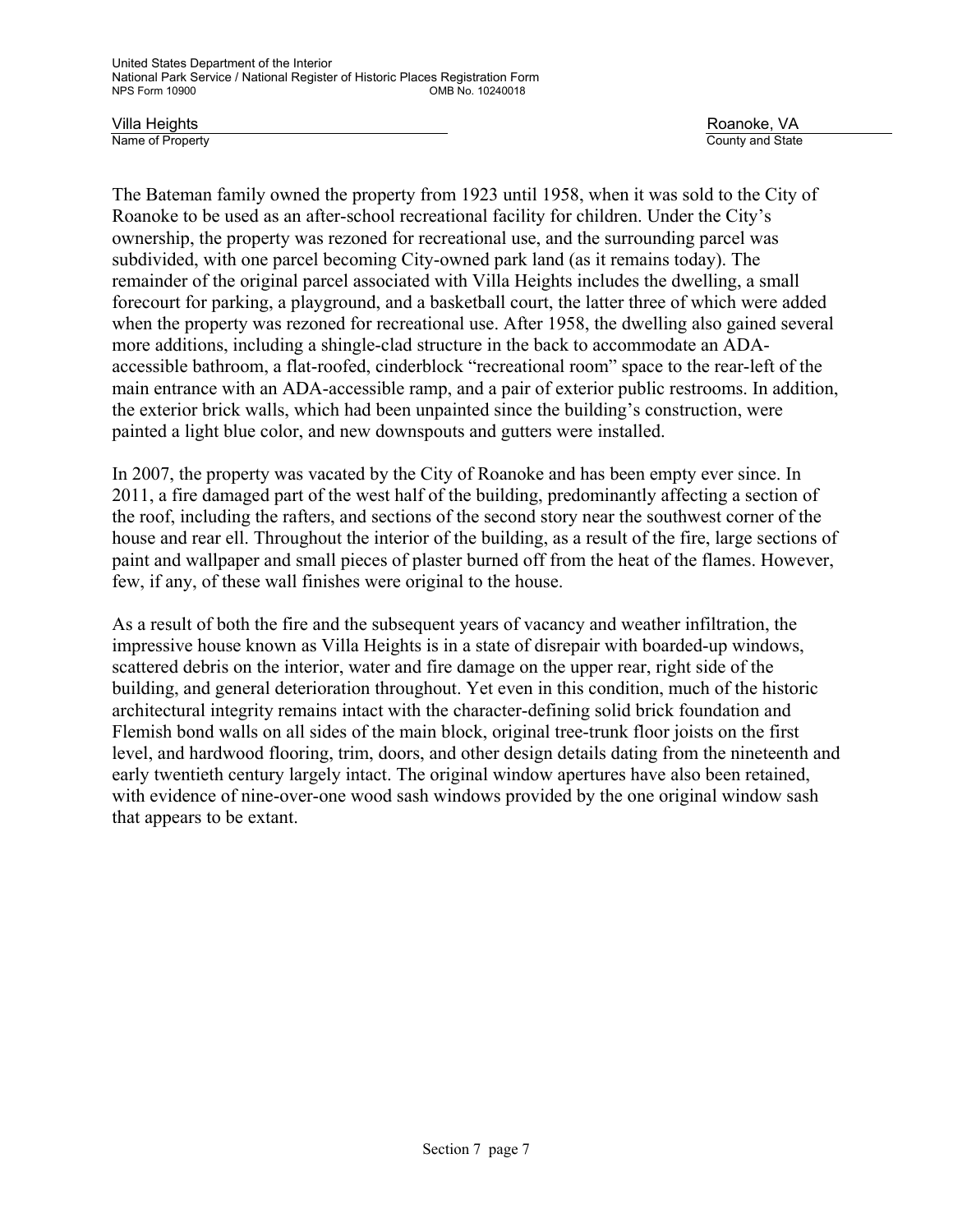The Bateman family owned the property from 1923 until 1958, when it was sold to the City of Roanoke to be used as an after-school recreational facility for children. Under the City's ownership, the property was rezoned for recreational use, and the surrounding parcel was subdivided, with one parcel becoming City-owned park land (as it remains today). The remainder of the original parcel associated with Villa Heights includes the dwelling, a small forecourt for parking, a playground, and a basketball court, the latter three of which were added when the property was rezoned for recreational use. After 1958, the dwelling also gained several more additions, including a shingle-clad structure in the back to accommodate an ADA-accessible bathroom, a flat-roofed, cinderblock "recreational room" space to the rear-left of the main entrance with an ADA-accessible ramp, and a pair of exterior public restrooms. In addition, the exterior brick walls, which had been unpainted since the building's construction, were painted a light blue color, and new downspouts and gutters were installed.

In 2007, the property was vacated by the City of Roanoke and has been empty ever since. In 2011, a fire damaged part of the west half of the building, predominantly affecting a section of the roof, including the rafters, and sections of the second story near the southwest corner of the house and rear ell. Throughout the interior of the building, as a result of the fire, large sections of paint and wallpaper and small pieces of plaster burned off from the heat of the flames. However, few, if any, of these wall finishes were original to the house.

As a result of both the fire and the subsequent years of vacancy and weather infiltration, the impressive house known as Villa Heights is in a state of disrepair with boarded-up windows, scattered debris on the interior, water and fire damage on the upper rear, right side of the building, and general deterioration throughout. Yet even in this condition, much of the historic architectural integrity remains intact with the character-defining solid brick foundation and Flemish bond walls on all sides of the main block, original tree-trunk floor joists on the first level, and hardwood flooring, trim, doors, and other design details dating from the nineteenth and early twentieth century largely intact. The original window apertures have also been retained, with evidence of nine-over-one wood sash windows provided by the one original window sash that appears to be extant.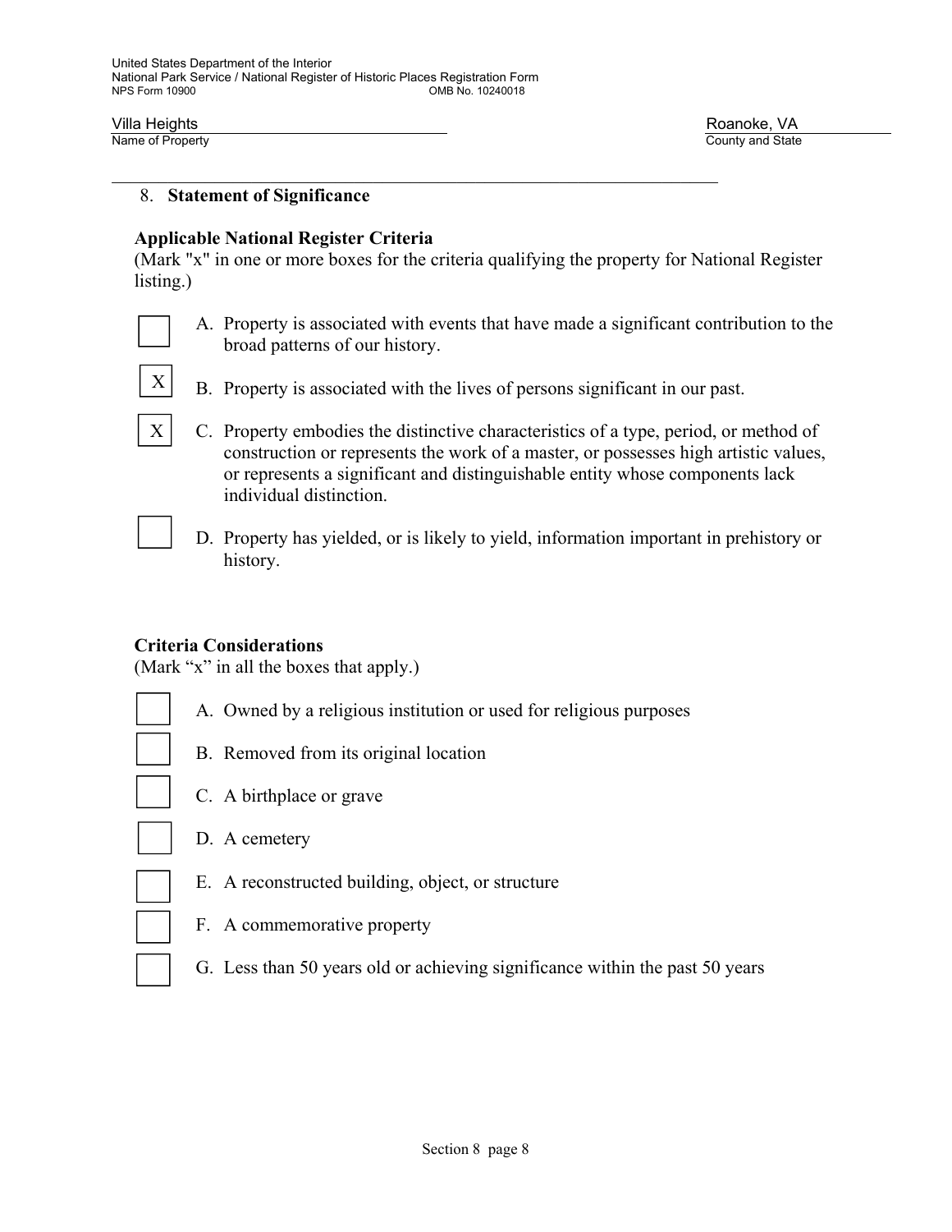## 8. Statement of Significance

### Applicable National Register Criteria

(Mark "x" in one or more boxes for the criteria qualifying the property for National Register listing.)

- [ ] A. Property is associated with events that have made a significant contribution to the broad patterns of our history.
- [X] B. Property is associated with the lives of persons significant in our past.
- [X] C. Property embodies the distinctive characteristics of a type, period, or method of construction or represents the work of a master, or possesses high artistic values, or represents a significant and distinguishable entity whose components lack individual distinction.
- [ ] D. Property has yielded, or is likely to yield, information important in prehistory or history.

### Criteria Considerations

(Mark "x" in all the boxes that apply.)

- [ ] A. Owned by a religious institution or used for religious purposes
- [ ] B. Removed from its original location
- [ ] C. A birthplace or grave
- [ ] D. A cemetery
- [ ] E. A reconstructed building, object, or structure
- [ ] F. A commemorative property
- [ ] G. Less than 50 years old or achieving significance within the past 50 years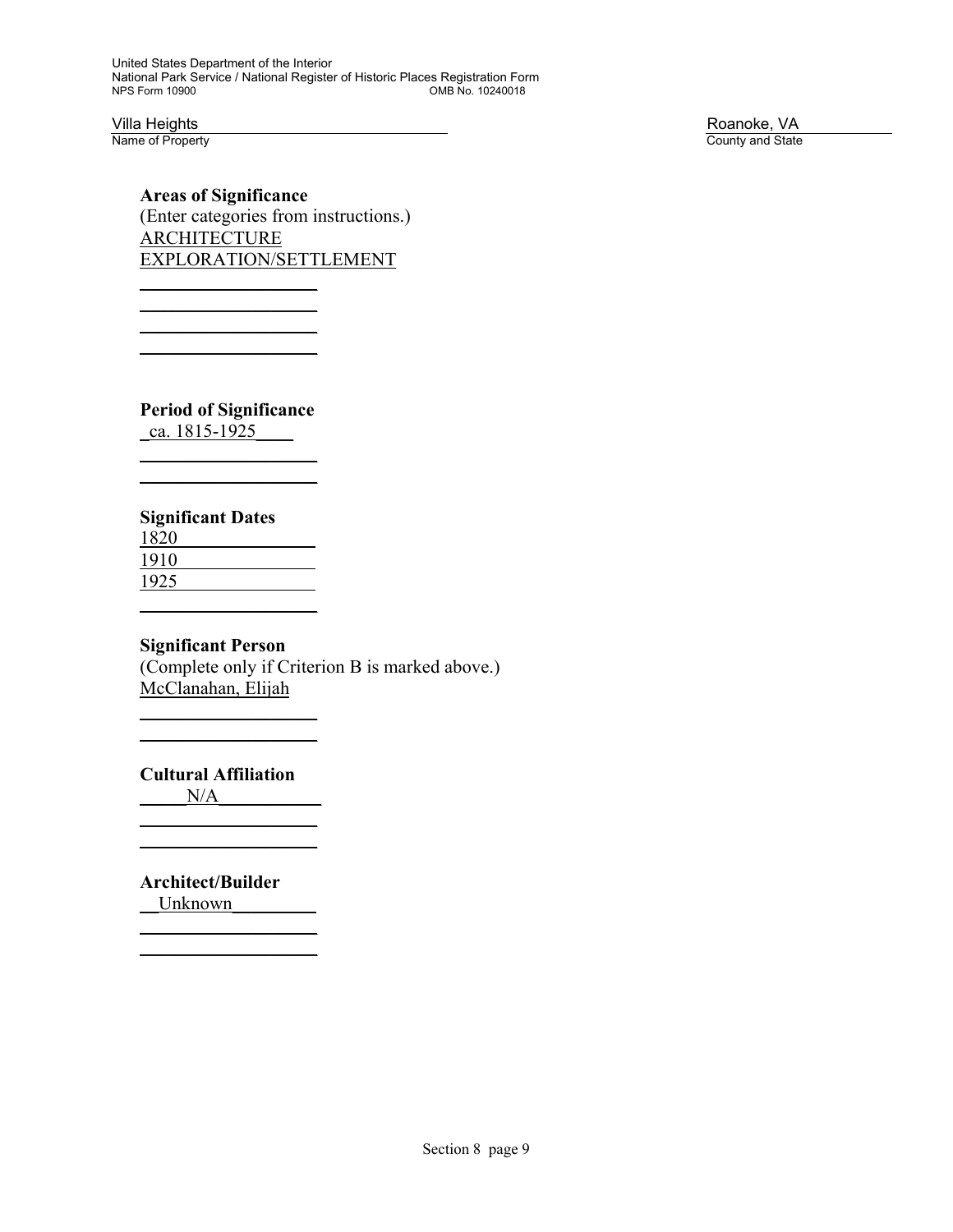Villa Heights
Name of Property

Roanoke, VA
County and State

**Areas of Significance**
(Enter categories from instructions.)
ARCHITECTURE
EXPLORATION/SETTLEMENT

**Period of Significance**
ca. 1815-1925

**Significant Dates**
1820
1910
1925

**Significant Person**
(Complete only if Criterion B is marked above.)
McClanahan, Elijah

**Cultural Affiliation**
N/A

**Architect/Builder**
Unknown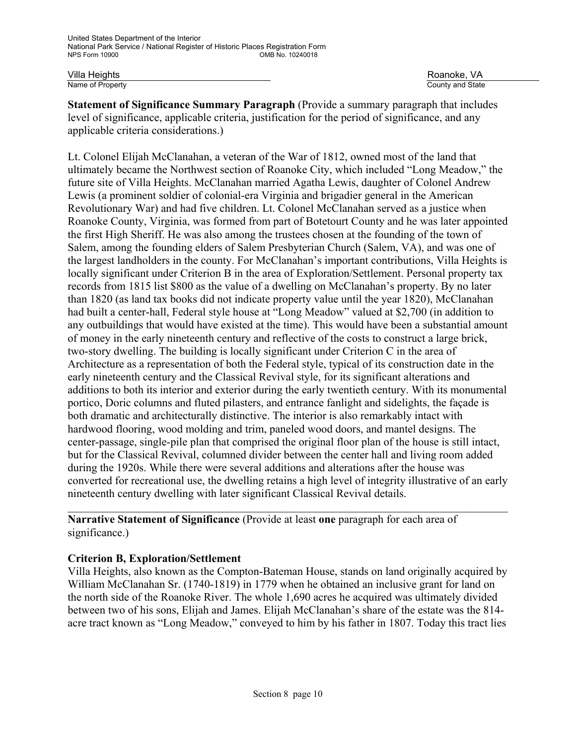**Statement of Significance Summary Paragraph** (Provide a summary paragraph that includes level of significance, applicable criteria, justification for the period of significance, and any applicable criteria considerations.)

Lt. Colonel Elijah McClanahan, a veteran of the War of 1812, owned most of the land that ultimately became the Northwest section of Roanoke City, which included "Long Meadow," the future site of Villa Heights. McClanahan married Agatha Lewis, daughter of Colonel Andrew Lewis (a prominent soldier of colonial-era Virginia and brigadier general in the American Revolutionary War) and had five children. Lt. Colonel McClanahan served as a justice when Roanoke County, Virginia, was formed from part of Botetourt County and he was later appointed the first High Sheriff. He was also among the trustees chosen at the founding of the town of Salem, among the founding elders of Salem Presbyterian Church (Salem, VA), and was one of the largest landholders in the county. For McClanahan's important contributions, Villa Heights is locally significant under Criterion B in the area of Exploration/Settlement. Personal property tax records from 1815 list $800 as the value of a dwelling on McClanahan's property. By no later than 1820 (as land tax books did not indicate property value until the year 1820), McClanahan had built a center-hall, Federal style house at "Long Meadow" valued at $2,700 (in addition to any outbuildings that would have existed at the time). This would have been a substantial amount of money in the early nineteenth century and reflective of the costs to construct a large brick, two-story dwelling. The building is locally significant under Criterion C in the area of Architecture as a representation of both the Federal style, typical of its construction date in the early nineteenth century and the Classical Revival style, for its significant alterations and additions to both its interior and exterior during the early twentieth century. With its monumental portico, Doric columns and fluted pilasters, and entrance fanlight and sidelights, the façade is both dramatic and architecturally distinctive. The interior is also remarkably intact with hardwood flooring, wood molding and trim, paneled wood doors, and mantel designs. The center-passage, single-pile plan that comprised the original floor plan of the house is still intact, but for the Classical Revival, columned divider between the center hall and living room added during the 1920s. While there were several additions and alterations after the house was converted for recreational use, the dwelling retains a high level of integrity illustrative of an early nineteenth century dwelling with later significant Classical Revival details.

---

**Narrative Statement of Significance** (Provide at least **one** paragraph for each area of significance.)

**Criterion B, Exploration/Settlement**

Villa Heights, also known as the Compton-Bateman House, stands on land originally acquired by William McClanahan Sr. (1740-1819) in 1779 when he obtained an inclusive grant for land on the north side of the Roanoke River. The whole 1,690 acres he acquired was ultimately divided between two of his sons, Elijah and James. Elijah McClanahan's share of the estate was the 814-acre tract known as "Long Meadow," conveyed to him by his father in 1807. Today this tract lies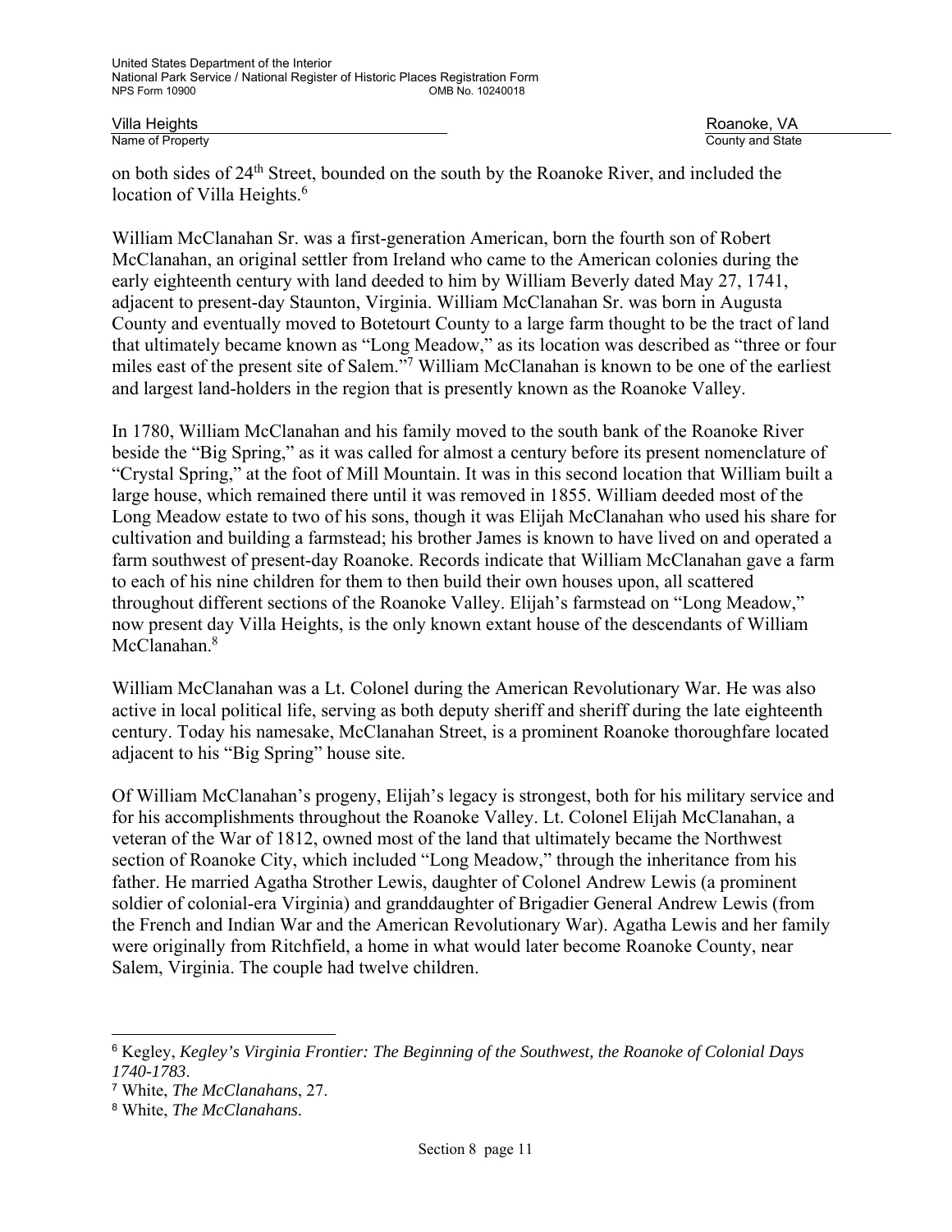on both sides of 24th Street, bounded on the south by the Roanoke River, and included the location of Villa Heights.[6]

William McClanahan Sr. was a first-generation American, born the fourth son of Robert McClanahan, an original settler from Ireland who came to the American colonies during the early eighteenth century with land deeded to him by William Beverly dated May 27, 1741, adjacent to present-day Staunton, Virginia. William McClanahan Sr. was born in Augusta County and eventually moved to Botetourt County to a large farm thought to be the tract of land that ultimately became known as "Long Meadow," as its location was described as "three or four miles east of the present site of Salem."[7] William McClanahan is known to be one of the earliest and largest land-holders in the region that is presently known as the Roanoke Valley.

In 1780, William McClanahan and his family moved to the south bank of the Roanoke River beside the "Big Spring," as it was called for almost a century before its present nomenclature of "Crystal Spring," at the foot of Mill Mountain. It was in this second location that William built a large house, which remained there until it was removed in 1855. William deeded most of the Long Meadow estate to two of his sons, though it was Elijah McClanahan who used his share for cultivation and building a farmstead; his brother James is known to have lived on and operated a farm southwest of present-day Roanoke. Records indicate that William McClanahan gave a farm to each of his nine children for them to then build their own houses upon, all scattered throughout different sections of the Roanoke Valley. Elijah's farmstead on "Long Meadow," now present day Villa Heights, is the only known extant house of the descendants of William McClanahan.[8]

William McClanahan was a Lt. Colonel during the American Revolutionary War. He was also active in local political life, serving as both deputy sheriff and sheriff during the late eighteenth century. Today his namesake, McClanahan Street, is a prominent Roanoke thoroughfare located adjacent to his "Big Spring" house site.

Of William McClanahan's progeny, Elijah's legacy is strongest, both for his military service and for his accomplishments throughout the Roanoke Valley. Lt. Colonel Elijah McClanahan, a veteran of the War of 1812, owned most of the land that ultimately became the Northwest section of Roanoke City, which included "Long Meadow," through the inheritance from his father. He married Agatha Strother Lewis, daughter of Colonel Andrew Lewis (a prominent soldier of colonial-era Virginia) and granddaughter of Brigadier General Andrew Lewis (from the French and Indian War and the American Revolutionary War). Agatha Lewis and her family were originally from Ritchfield, a home in what would later become Roanoke County, near Salem, Virginia. The couple had twelve children.

---

[6] Kegley, *Kegley's Virginia Frontier: The Beginning of the Southwest, the Roanoke of Colonial Days 1740-1783*.

[7] White, *The McClanahans*, 27.

[8] White, *The McClanahans*.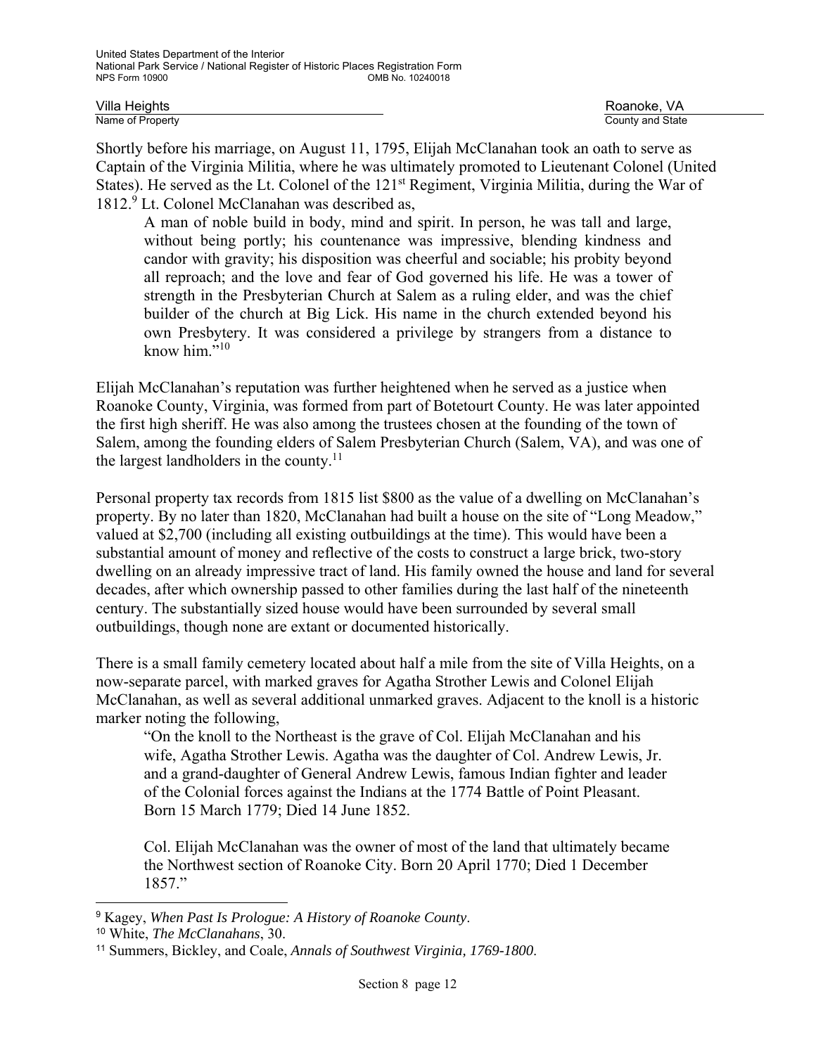Shortly before his marriage, on August 11, 1795, Elijah McClanahan took an oath to serve as Captain of the Virginia Militia, where he was ultimately promoted to Lieutenant Colonel (United States). He served as the Lt. Colonel of the 121st Regiment, Virginia Militia, during the War of 1812.[9] Lt. Colonel McClanahan was described as,

> A man of noble build in body, mind and spirit. In person, he was tall and large, without being portly; his countenance was impressive, blending kindness and candor with gravity; his disposition was cheerful and sociable; his probity beyond all reproach; and the love and fear of God governed his life. He was a tower of strength in the Presbyterian Church at Salem as a ruling elder, and was the chief builder of the church at Big Lick. His name in the church extended beyond his own Presbytery. It was considered a privilege by strangers from a distance to know him."[10]

Elijah McClanahan's reputation was further heightened when he served as a justice when Roanoke County, Virginia, was formed from part of Botetourt County. He was later appointed the first high sheriff. He was also among the trustees chosen at the founding of the town of Salem, among the founding elders of Salem Presbyterian Church (Salem, VA), and was one of the largest landholders in the county.[11]

Personal property tax records from 1815 list $800 as the value of a dwelling on McClanahan's property. By no later than 1820, McClanahan had built a house on the site of "Long Meadow," valued at $2,700 (including all existing outbuildings at the time). This would have been a substantial amount of money and reflective of the costs to construct a large brick, two-story dwelling on an already impressive tract of land. His family owned the house and land for several decades, after which ownership passed to other families during the last half of the nineteenth century. The substantially sized house would have been surrounded by several small outbuildings, though none are extant or documented historically.

There is a small family cemetery located about half a mile from the site of Villa Heights, on a now-separate parcel, with marked graves for Agatha Strother Lewis and Colonel Elijah McClanahan, as well as several additional unmarked graves. Adjacent to the knoll is a historic marker noting the following,

> "On the knoll to the Northeast is the grave of Col. Elijah McClanahan and his wife, Agatha Strother Lewis. Agatha was the daughter of Col. Andrew Lewis, Jr. and a grand-daughter of General Andrew Lewis, famous Indian fighter and leader of the Colonial forces against the Indians at the 1774 Battle of Point Pleasant. Born 15 March 1779; Died 14 June 1852.
>
> Col. Elijah McClanahan was the owner of most of the land that ultimately became the Northwest section of Roanoke City. Born 20 April 1770; Died 1 December 1857."

---

[9] Kagey, *When Past Is Prologue: A History of Roanoke County*.

[10] White, *The McClanahans*, 30.

[11] Summers, Bickley, and Coale, *Annals of Southwest Virginia, 1769-1800*.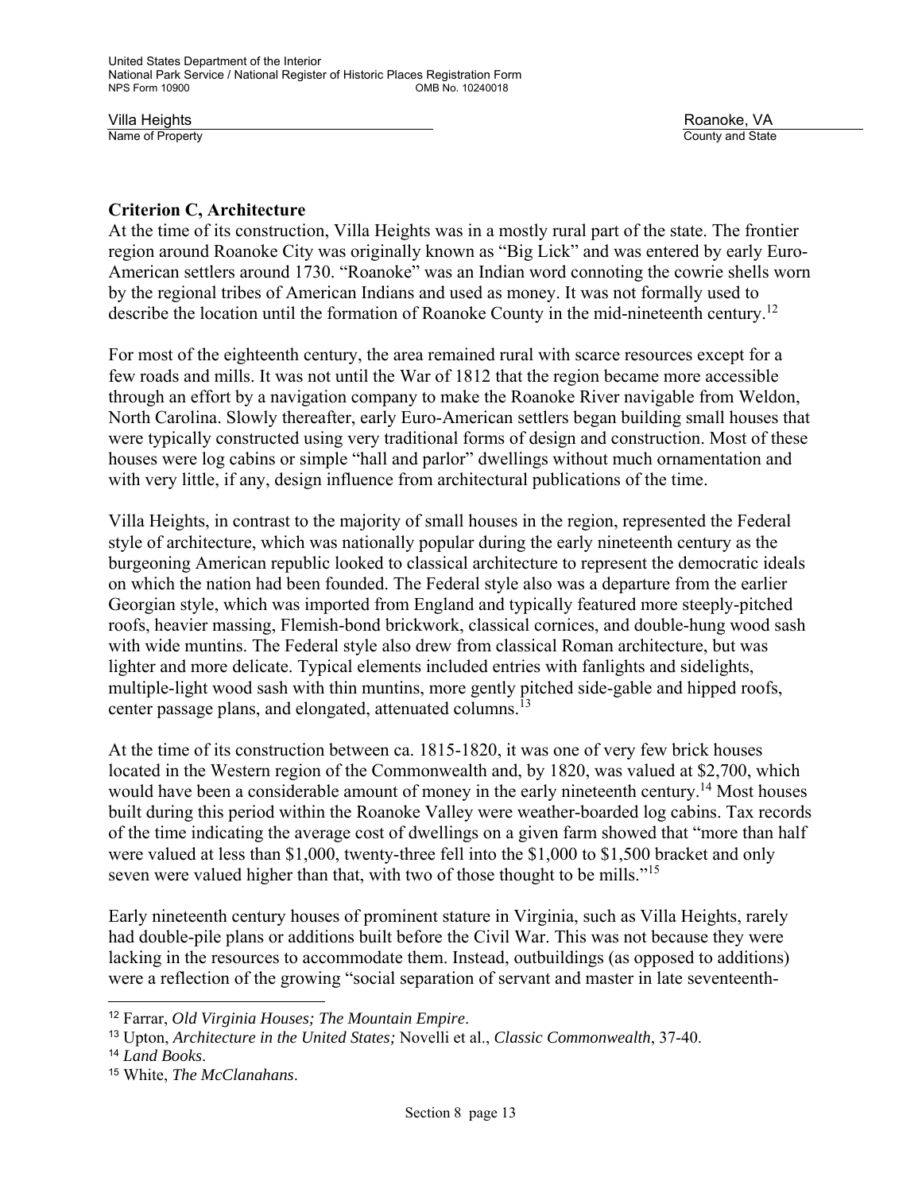**Criterion C, Architecture**

At the time of its construction, Villa Heights was in a mostly rural part of the state. The frontier region around Roanoke City was originally known as "Big Lick" and was entered by early Euro-American settlers around 1730. "Roanoke" was an Indian word connoting the cowrie shells worn by the regional tribes of American Indians and used as money. It was not formally used to describe the location until the formation of Roanoke County in the mid-nineteenth century.[12]

For most of the eighteenth century, the area remained rural with scarce resources except for a few roads and mills. It was not until the War of 1812 that the region became more accessible through an effort by a navigation company to make the Roanoke River navigable from Weldon, North Carolina. Slowly thereafter, early Euro-American settlers began building small houses that were typically constructed using very traditional forms of design and construction. Most of these houses were log cabins or simple "hall and parlor" dwellings without much ornamentation and with very little, if any, design influence from architectural publications of the time.

Villa Heights, in contrast to the majority of small houses in the region, represented the Federal style of architecture, which was nationally popular during the early nineteenth century as the burgeoning American republic looked to classical architecture to represent the democratic ideals on which the nation had been founded. The Federal style also was a departure from the earlier Georgian style, which was imported from England and typically featured more steeply-pitched roofs, heavier massing, Flemish-bond brickwork, classical cornices, and double-hung wood sash with wide muntins. The Federal style also drew from classical Roman architecture, but was lighter and more delicate. Typical elements included entries with fanlights and sidelights, multiple-light wood sash with thin muntins, more gently pitched side-gable and hipped roofs, center passage plans, and elongated, attenuated columns.[13]

At the time of its construction between ca. 1815-1820, it was one of very few brick houses located in the Western region of the Commonwealth and, by 1820, was valued at $2,700, which would have been a considerable amount of money in the early nineteenth century.[14] Most houses built during this period within the Roanoke Valley were weather-boarded log cabins. Tax records of the time indicating the average cost of dwellings on a given farm showed that "more than half were valued at less than $1,000, twenty-three fell into the $1,000 to $1,500 bracket and only seven were valued higher than that, with two of those thought to be mills."[15]

Early nineteenth century houses of prominent stature in Virginia, such as Villa Heights, rarely had double-pile plans or additions built before the Civil War. This was not because they were lacking in the resources to accommodate them. Instead, outbuildings (as opposed to additions) were a reflection of the growing "social separation of servant and master in late seventeenth-

---

[12] Farrar, *Old Virginia Houses; The Mountain Empire*.
[13] Upton, *Architecture in the United States;* Novelli et al., *Classic Commonwealth*, 37-40.
[14] *Land Books*.
[15] White, *The McClanahans*.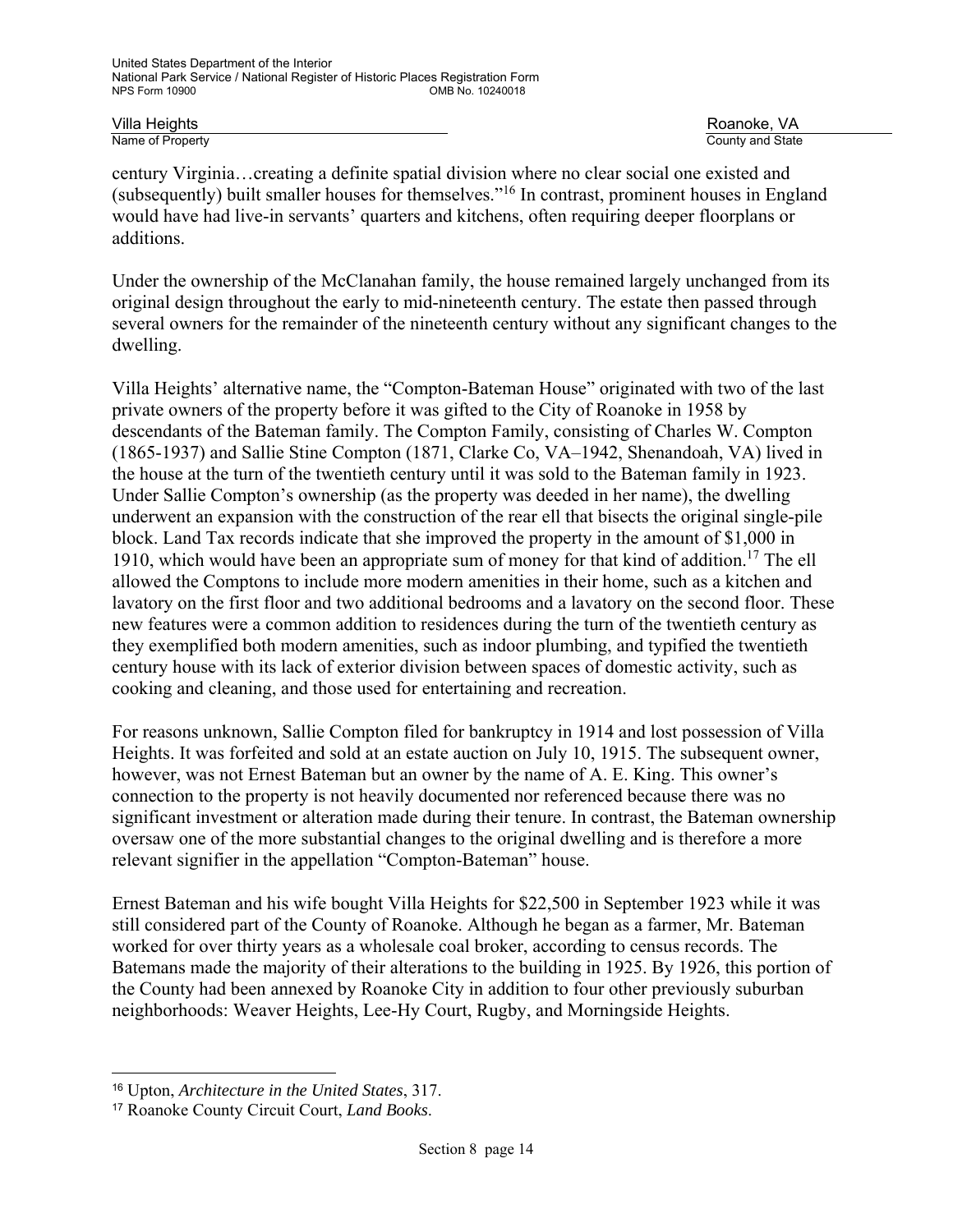century Virginia…creating a definite spatial division where no clear social one existed and (subsequently) built smaller houses for themselves."[16] In contrast, prominent houses in England would have had live-in servants' quarters and kitchens, often requiring deeper floorplans or additions.

Under the ownership of the McClanahan family, the house remained largely unchanged from its original design throughout the early to mid-nineteenth century. The estate then passed through several owners for the remainder of the nineteenth century without any significant changes to the dwelling.

Villa Heights' alternative name, the "Compton-Bateman House" originated with two of the last private owners of the property before it was gifted to the City of Roanoke in 1958 by descendants of the Bateman family. The Compton Family, consisting of Charles W. Compton (1865-1937) and Sallie Stine Compton (1871, Clarke Co, VA–1942, Shenandoah, VA) lived in the house at the turn of the twentieth century until it was sold to the Bateman family in 1923. Under Sallie Compton's ownership (as the property was deeded in her name), the dwelling underwent an expansion with the construction of the rear ell that bisects the original single-pile block. Land Tax records indicate that she improved the property in the amount of $1,000 in 1910, which would have been an appropriate sum of money for that kind of addition.[17] The ell allowed the Comptons to include more modern amenities in their home, such as a kitchen and lavatory on the first floor and two additional bedrooms and a lavatory on the second floor. These new features were a common addition to residences during the turn of the twentieth century as they exemplified both modern amenities, such as indoor plumbing, and typified the twentieth century house with its lack of exterior division between spaces of domestic activity, such as cooking and cleaning, and those used for entertaining and recreation.

For reasons unknown, Sallie Compton filed for bankruptcy in 1914 and lost possession of Villa Heights. It was forfeited and sold at an estate auction on July 10, 1915. The subsequent owner, however, was not Ernest Bateman but an owner by the name of A. E. King. This owner's connection to the property is not heavily documented nor referenced because there was no significant investment or alteration made during their tenure. In contrast, the Bateman ownership oversaw one of the more substantial changes to the original dwelling and is therefore a more relevant signifier in the appellation "Compton-Bateman" house.

Ernest Bateman and his wife bought Villa Heights for $22,500 in September 1923 while it was still considered part of the County of Roanoke. Although he began as a farmer, Mr. Bateman worked for over thirty years as a wholesale coal broker, according to census records. The Batemans made the majority of their alterations to the building in 1925. By 1926, this portion of the County had been annexed by Roanoke City in addition to four other previously suburban neighborhoods: Weaver Heights, Lee-Hy Court, Rugby, and Morningside Heights.

---

[16] Upton, *Architecture in the United States*, 317.

[17] Roanoke County Circuit Court, *Land Books.*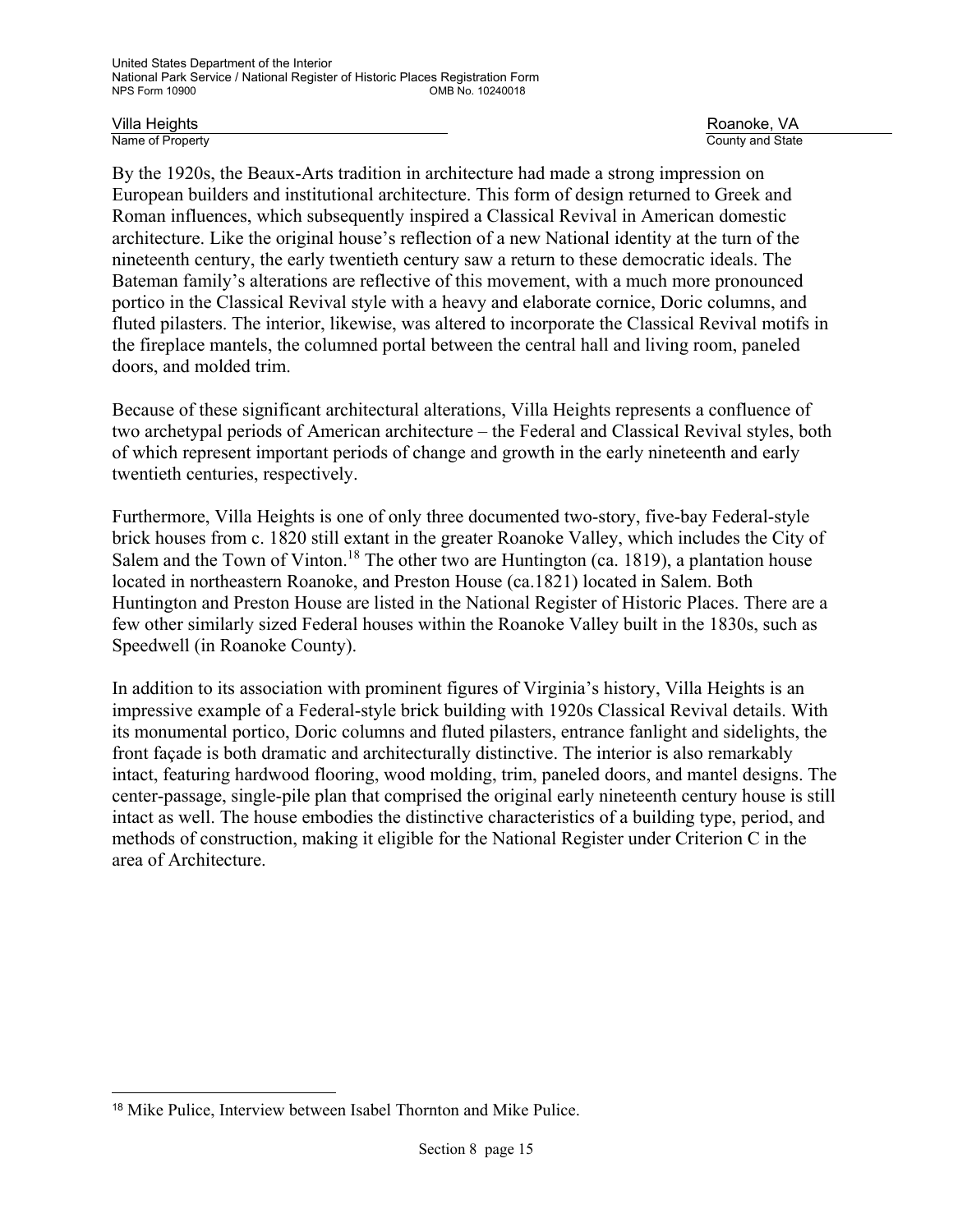By the 1920s, the Beaux-Arts tradition in architecture had made a strong impression on European builders and institutional architecture. This form of design returned to Greek and Roman influences, which subsequently inspired a Classical Revival in American domestic architecture. Like the original house's reflection of a new National identity at the turn of the nineteenth century, the early twentieth century saw a return to these democratic ideals. The Bateman family's alterations are reflective of this movement, with a much more pronounced portico in the Classical Revival style with a heavy and elaborate cornice, Doric columns, and fluted pilasters. The interior, likewise, was altered to incorporate the Classical Revival motifs in the fireplace mantels, the columned portal between the central hall and living room, paneled doors, and molded trim.

Because of these significant architectural alterations, Villa Heights represents a confluence of two archetypal periods of American architecture – the Federal and Classical Revival styles, both of which represent important periods of change and growth in the early nineteenth and early twentieth centuries, respectively.

Furthermore, Villa Heights is one of only three documented two-story, five-bay Federal-style brick houses from c. 1820 still extant in the greater Roanoke Valley, which includes the City of Salem and the Town of Vinton.[18] The other two are Huntington (ca. 1819), a plantation house located in northeastern Roanoke, and Preston House (ca.1821) located in Salem. Both Huntington and Preston House are listed in the National Register of Historic Places. There are a few other similarly sized Federal houses within the Roanoke Valley built in the 1830s, such as Speedwell (in Roanoke County).

In addition to its association with prominent figures of Virginia's history, Villa Heights is an impressive example of a Federal-style brick building with 1920s Classical Revival details. With its monumental portico, Doric columns and fluted pilasters, entrance fanlight and sidelights, the front façade is both dramatic and architecturally distinctive. The interior is also remarkably intact, featuring hardwood flooring, wood molding, trim, paneled doors, and mantel designs. The center-passage, single-pile plan that comprised the original early nineteenth century house is still intact as well. The house embodies the distinctive characteristics of a building type, period, and methods of construction, making it eligible for the National Register under Criterion C in the area of Architecture.

[18] Mike Pulice, Interview between Isabel Thornton and Mike Pulice.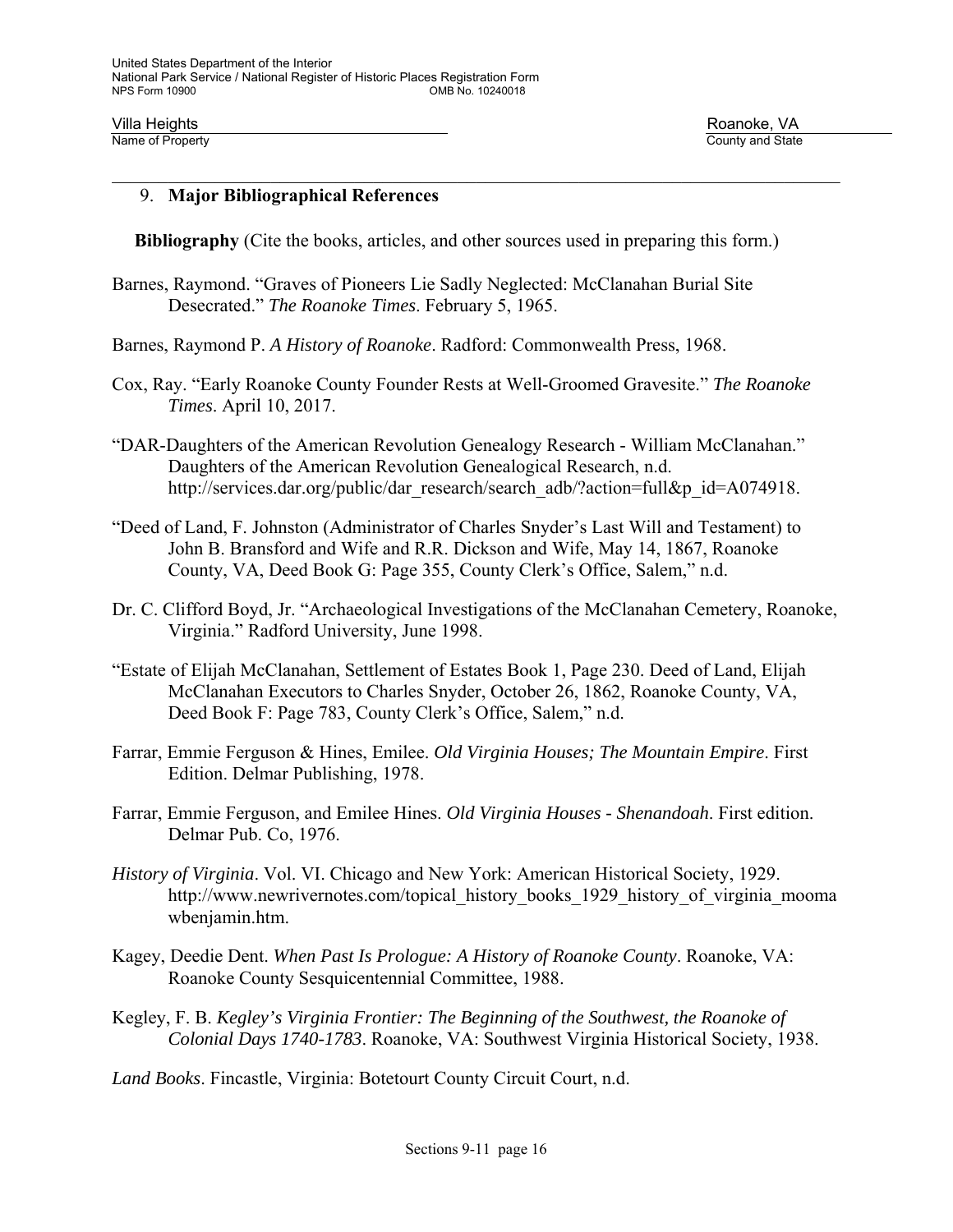Villa Heights
Name of Property

Roanoke, VA
County and State

## 9. Major Bibliographical References

**Bibliography** (Cite the books, articles, and other sources used in preparing this form.)

Barnes, Raymond. "Graves of Pioneers Lie Sadly Neglected: McClanahan Burial Site Desecrated." *The Roanoke Times*. February 5, 1965.

Barnes, Raymond P. *A History of Roanoke*. Radford: Commonwealth Press, 1968.

Cox, Ray. "Early Roanoke County Founder Rests at Well-Groomed Gravesite." *The Roanoke Times*. April 10, 2017.

"DAR-Daughters of the American Revolution Genealogy Research - William McClanahan." Daughters of the American Revolution Genealogical Research, n.d. http://services.dar.org/public/dar_research/search_adb/?action=full&p_id=A074918.

"Deed of Land, F. Johnston (Administrator of Charles Snyder's Last Will and Testament) to John B. Bransford and Wife and R.R. Dickson and Wife, May 14, 1867, Roanoke County, VA, Deed Book G: Page 355, County Clerk's Office, Salem," n.d.

Dr. C. Clifford Boyd, Jr. "Archaeological Investigations of the McClanahan Cemetery, Roanoke, Virginia." Radford University, June 1998.

"Estate of Elijah McClanahan, Settlement of Estates Book 1, Page 230. Deed of Land, Elijah McClanahan Executors to Charles Snyder, October 26, 1862, Roanoke County, VA, Deed Book F: Page 783, County Clerk's Office, Salem," n.d.

Farrar, Emmie Ferguson & Hines, Emilee. *Old Virginia Houses; The Mountain Empire*. First Edition. Delmar Publishing, 1978.

Farrar, Emmie Ferguson, and Emilee Hines. *Old Virginia Houses - Shenandoah*. First edition. Delmar Pub. Co, 1976.

*History of Virginia*. Vol. VI. Chicago and New York: American Historical Society, 1929. http://www.newrivernotes.com/topical_history_books_1929_history_of_virginia_moomawbenjamin.htm.

Kagey, Deedie Dent. *When Past Is Prologue: A History of Roanoke County*. Roanoke, VA: Roanoke County Sesquicentennial Committee, 1988.

Kegley, F. B. *Kegley's Virginia Frontier: The Beginning of the Southwest, the Roanoke of Colonial Days 1740-1783*. Roanoke, VA: Southwest Virginia Historical Society, 1938.

*Land Books*. Fincastle, Virginia: Botetourt County Circuit Court, n.d.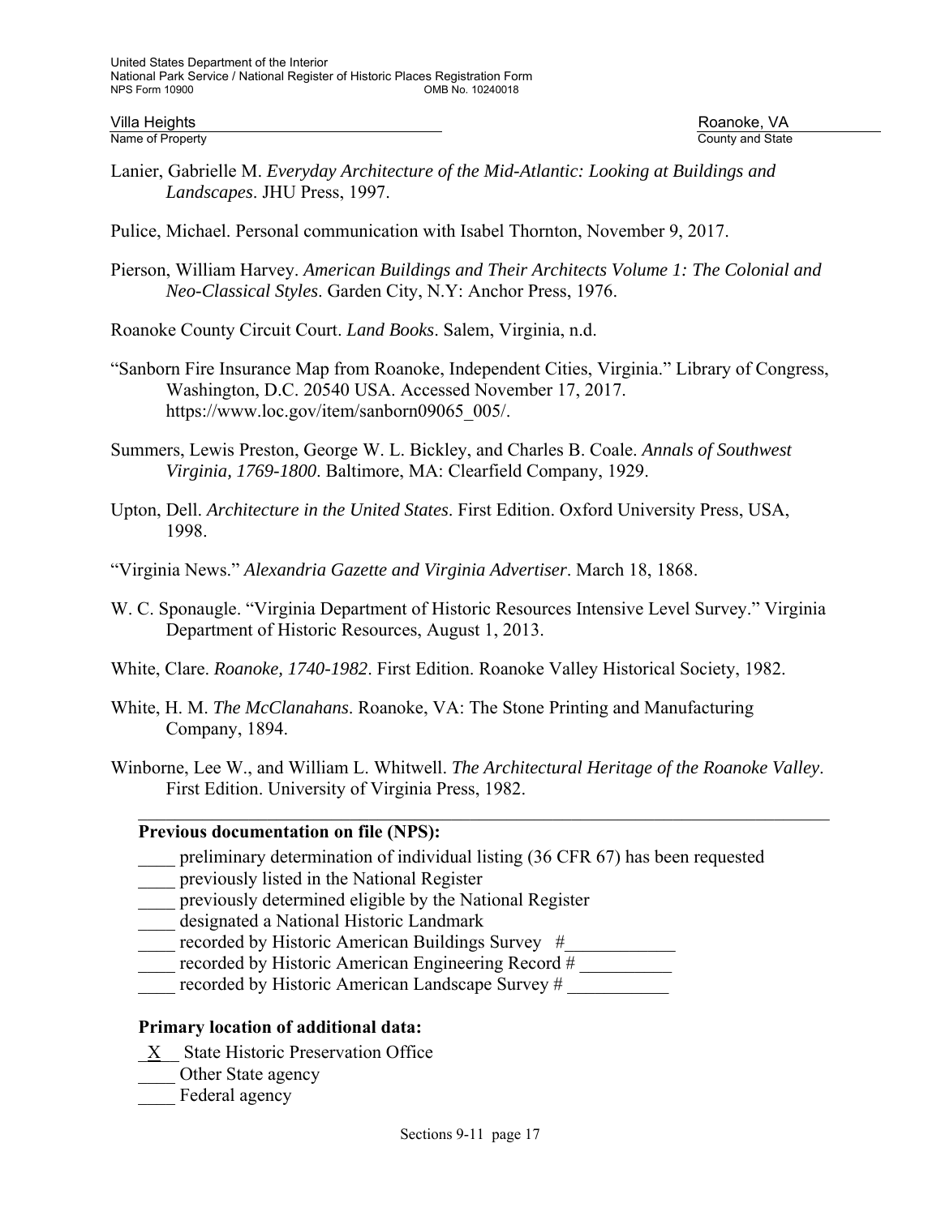Lanier, Gabrielle M. *Everyday Architecture of the Mid-Atlantic: Looking at Buildings and Landscapes*. JHU Press, 1997.

Pulice, Michael. Personal communication with Isabel Thornton, November 9, 2017.

Pierson, William Harvey. *American Buildings and Their Architects Volume 1: The Colonial and Neo-Classical Styles*. Garden City, N.Y: Anchor Press, 1976.

Roanoke County Circuit Court. *Land Books*. Salem, Virginia, n.d.

"Sanborn Fire Insurance Map from Roanoke, Independent Cities, Virginia." Library of Congress, Washington, D.C. 20540 USA. Accessed November 17, 2017. https://www.loc.gov/item/sanborn09065_005/.

Summers, Lewis Preston, George W. L. Bickley, and Charles B. Coale. *Annals of Southwest Virginia, 1769-1800*. Baltimore, MA: Clearfield Company, 1929.

Upton, Dell. *Architecture in the United States*. First Edition. Oxford University Press, USA, 1998.

"Virginia News." *Alexandria Gazette and Virginia Advertiser*. March 18, 1868.

W. C. Sponaugle. "Virginia Department of Historic Resources Intensive Level Survey." Virginia Department of Historic Resources, August 1, 2013.

White, Clare. *Roanoke, 1740-1982*. First Edition. Roanoke Valley Historical Society, 1982.

White, H. M. *The McClanahans*. Roanoke, VA: The Stone Printing and Manufacturing Company, 1894.

Winborne, Lee W., and William L. Whitwell. *The Architectural Heritage of the Roanoke Valley*. First Edition. University of Virginia Press, 1982.

---

**Previous documentation on file (NPS):**

____ preliminary determination of individual listing (36 CFR 67) has been requested
____ previously listed in the National Register
____ previously determined eligible by the National Register
____ designated a National Historic Landmark
____ recorded by Historic American Buildings Survey #____________
____ recorded by Historic American Engineering Record # __________
____ recorded by Historic American Landscape Survey # ___________

**Primary location of additional data:**

_X__ State Historic Preservation Office
____ Other State agency
____ Federal agency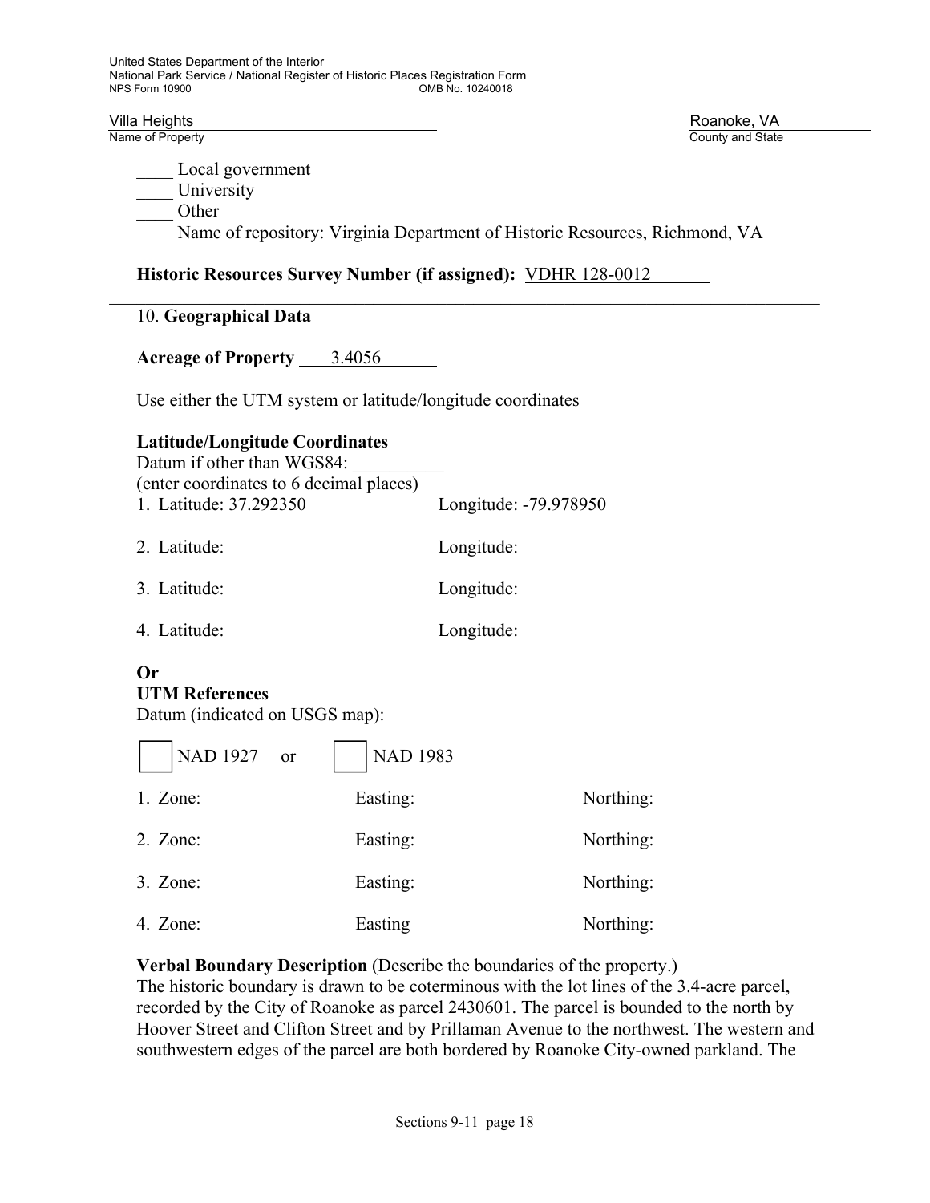____ Local government
____ University
____ Other
Name of repository: Virginia Department of Historic Resources, Richmond, VA

**Historic Resources Survey Number (if assigned):** VDHR 128-0012

## 10. Geographical Data

**Acreage of Property** 3.4056

Use either the UTM system or latitude/longitude coordinates

**Latitude/Longitude Coordinates**
Datum if other than WGS84: __________
(enter coordinates to 6 decimal places)

1. Latitude: 37.292350 Longitude: -79.978950
2. Latitude: Longitude:
3. Latitude: Longitude:
4. Latitude: Longitude:

**Or**
**UTM References**
Datum (indicated on USGS map):

☐ NAD 1927 or ☐ NAD 1983

1. Zone: Easting: Northing:
2. Zone: Easting: Northing:
3. Zone: Easting: Northing:
4. Zone: Easting Northing:

**Verbal Boundary Description** (Describe the boundaries of the property.)
The historic boundary is drawn to be coterminous with the lot lines of the 3.4-acre parcel, recorded by the City of Roanoke as parcel 2430601. The parcel is bounded to the north by Hoover Street and Clifton Street and by Prillaman Avenue to the northwest. The western and southwestern edges of the parcel are both bordered by Roanoke City-owned parkland. The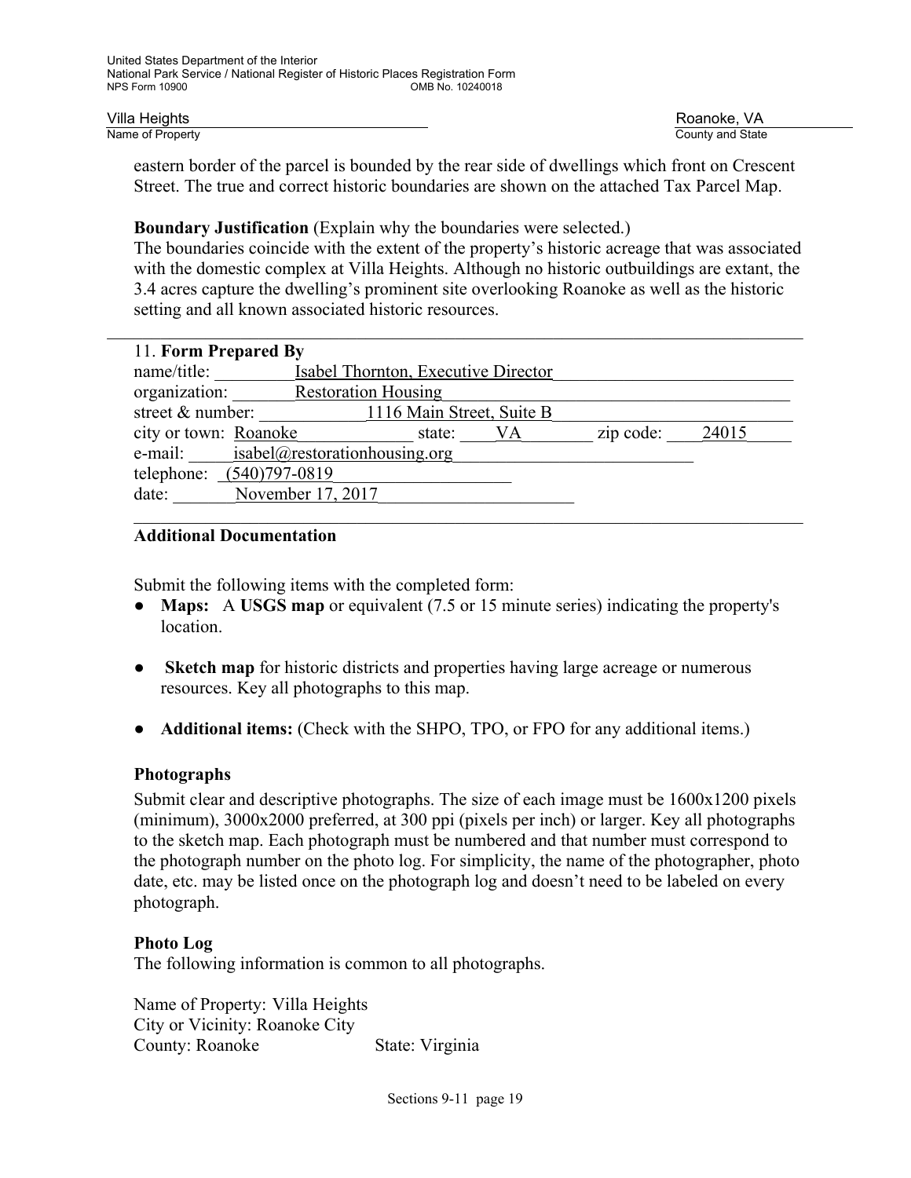eastern border of the parcel is bounded by the rear side of dwellings which front on Crescent Street. The true and correct historic boundaries are shown on the attached Tax Parcel Map.

**Boundary Justification** (Explain why the boundaries were selected.)
The boundaries coincide with the extent of the property's historic acreage that was associated with the domestic complex at Villa Heights. Although no historic outbuildings are extant, the 3.4 acres capture the dwelling's prominent site overlooking Roanoke as well as the historic setting and all known associated historic resources.

---

## 11. Form Prepared By

name/title: Isabel Thornton, Executive Director
organization: Restoration Housing
street & number: 1116 Main Street, Suite B
city or town: Roanoke state: VA zip code: 24015
e-mail: isabel@restorationhousing.org
telephone: (540)797-0819
date: November 17, 2017

---

### Additional Documentation

Submit the following items with the completed form:

- **Maps:** A **USGS map** or equivalent (7.5 or 15 minute series) indicating the property's location.
- **Sketch map** for historic districts and properties having large acreage or numerous resources. Key all photographs to this map.
- **Additional items:** (Check with the SHPO, TPO, or FPO for any additional items.)

### Photographs

Submit clear and descriptive photographs. The size of each image must be 1600x1200 pixels (minimum), 3000x2000 preferred, at 300 ppi (pixels per inch) or larger. Key all photographs to the sketch map. Each photograph must be numbered and that number must correspond to the photograph number on the photo log. For simplicity, the name of the photographer, photo date, etc. may be listed once on the photograph log and doesn't need to be labeled on every photograph.

### Photo Log

The following information is common to all photographs.

Name of Property: Villa Heights
City or Vicinity: Roanoke City
County: Roanoke State: Virginia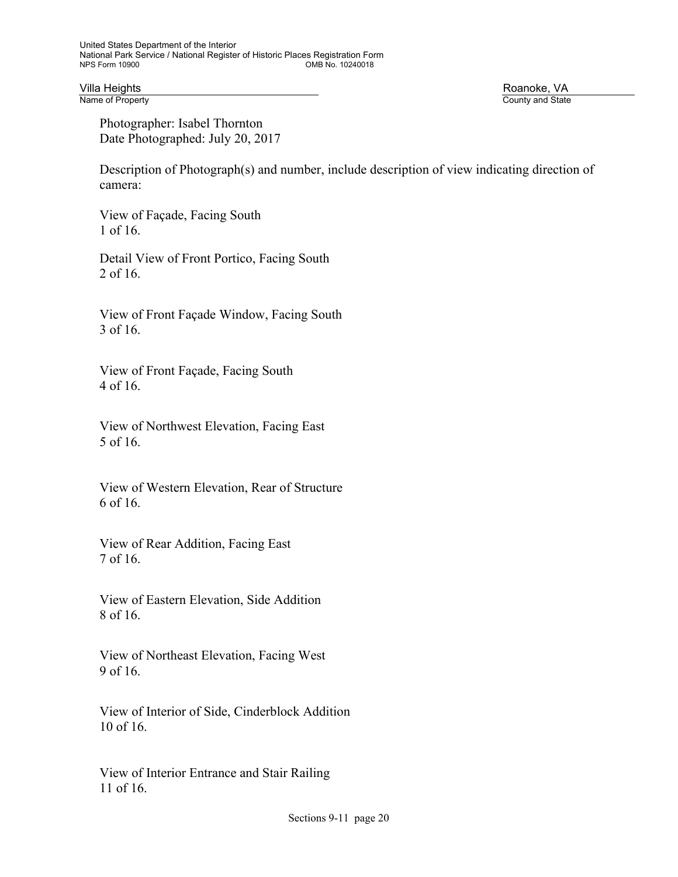Photographer: Isabel Thornton
Date Photographed: July 20, 2017

Description of Photograph(s) and number, include description of view indicating direction of camera:

View of Façade, Facing South
1 of 16.

Detail View of Front Portico, Facing South
2 of 16.

View of Front Façade Window, Facing South
3 of 16.

View of Front Façade, Facing South
4 of 16.

View of Northwest Elevation, Facing East
5 of 16.

View of Western Elevation, Rear of Structure
6 of 16.

View of Rear Addition, Facing East
7 of 16.

View of Eastern Elevation, Side Addition
8 of 16.

View of Northeast Elevation, Facing West
9 of 16.

View of Interior of Side, Cinderblock Addition
10 of 16.

View of Interior Entrance and Stair Railing
11 of 16.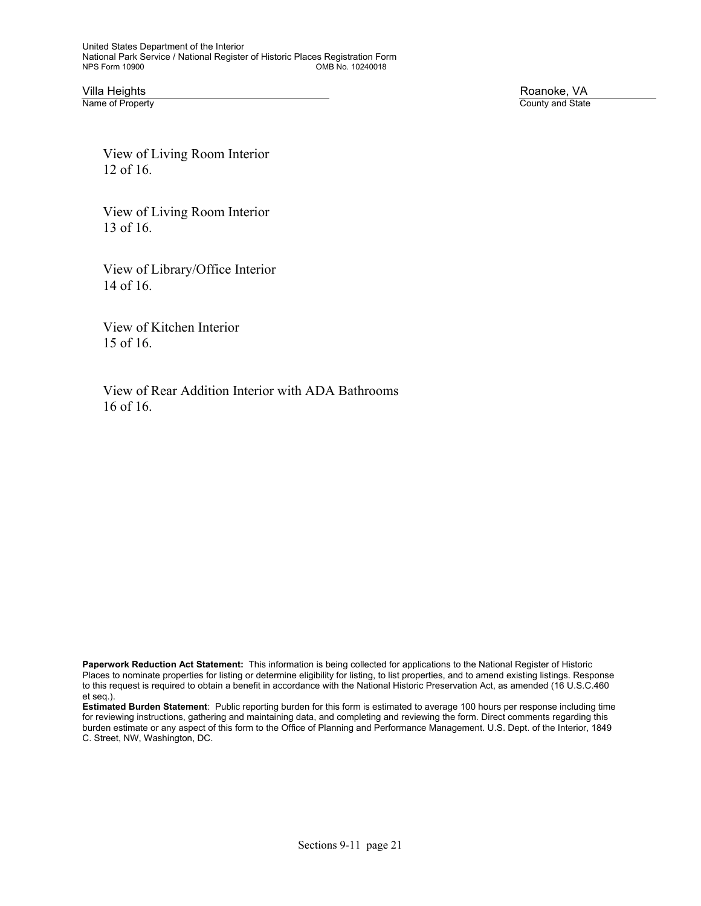View of Living Room Interior
12 of 16.

View of Living Room Interior
13 of 16.

View of Library/Office Interior
14 of 16.

View of Kitchen Interior
15 of 16.

View of Rear Addition Interior with ADA Bathrooms
16 of 16.

**Paperwork Reduction Act Statement:** This information is being collected for applications to the National Register of Historic Places to nominate properties for listing or determine eligibility for listing, to list properties, and to amend existing listings. Response to this request is required to obtain a benefit in accordance with the National Historic Preservation Act, as amended (16 U.S.C.460 et seq.).

**Estimated Burden Statement**: Public reporting burden for this form is estimated to average 100 hours per response including time for reviewing instructions, gathering and maintaining data, and completing and reviewing the form. Direct comments regarding this burden estimate or any aspect of this form to the Office of Planning and Performance Management. U.S. Dept. of the Interior, 1849 C. Street, NW, Washington, DC.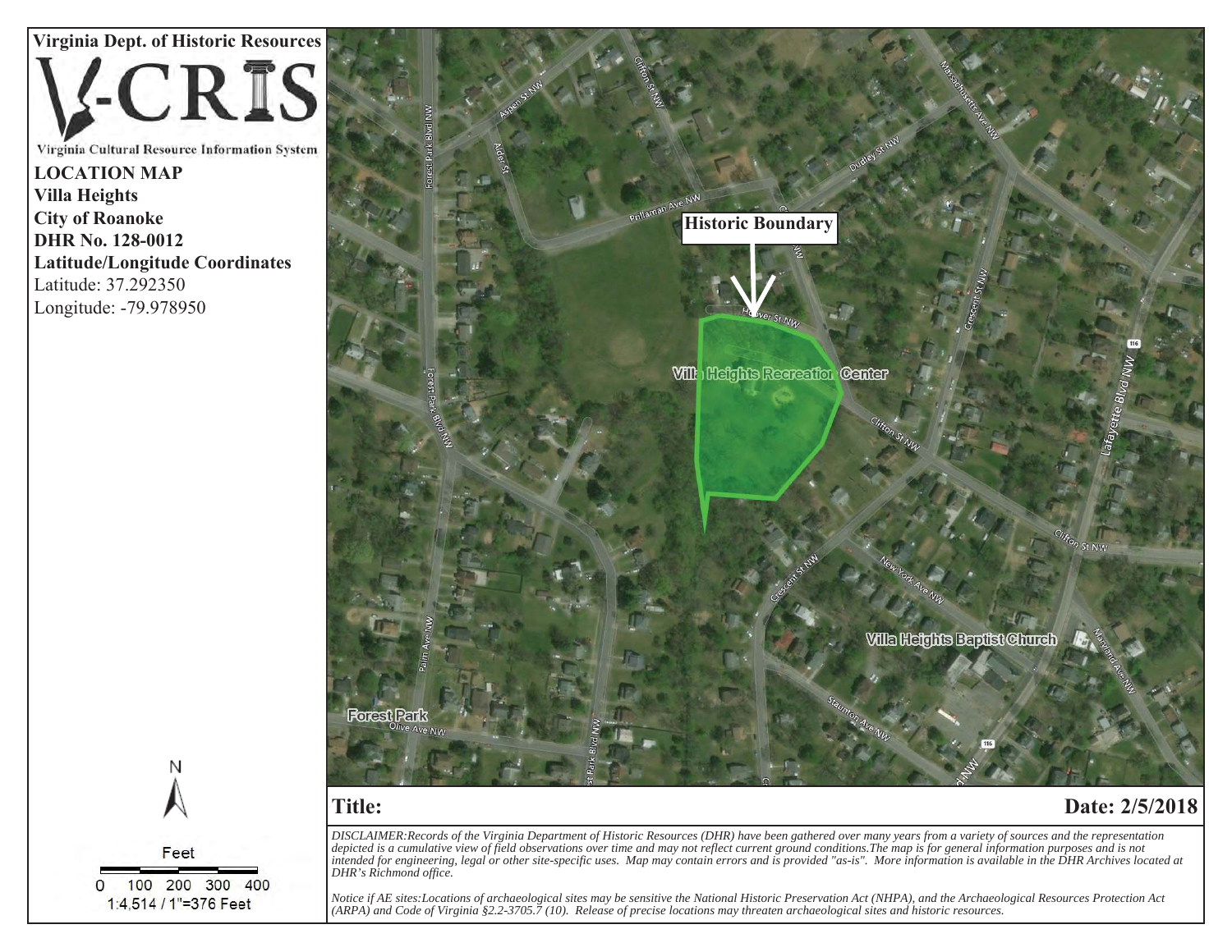Virginia Dept. of Historic Resources

V-CRIS

Virginia Cultural Resource Information System

**LOCATION MAP**
**Villa Heights**
**City of Roanoke**
**DHR No. 128-0012**
**Latitude/Longitude Coordinates**
Latitude: 37.292350
Longitude: -79.978950

Historic Boundary

Villa Heights Recreation Center

Villa Heights Baptist Church

Forest Park

N

Feet

0 100 200 300 400

1:4,514 / 1"=376 Feet

**Title:**

**Date: 2/5/2018**

*DISCLAIMER:Records of the Virginia Department of Historic Resources (DHR) have been gathered over many years from a variety of sources and the representation depicted is a cumulative view of field observations over time and may not reflect current ground conditions.The map is for general information purposes and is not intended for engineering, legal or other site-specific uses. Map may contain errors and is provided "as-is". More information is available in the DHR Archives located at DHR's Richmond office.*

*Notice if AE sites:Locations of archaeological sites may be sensitive the National Historic Preservation Act (NHPA), and the Archaeological Resources Protection Act (ARPA) and Code of Virginia §2.2-3705.7 (10). Release of precise locations may threaten archaeological sites and historic resources.*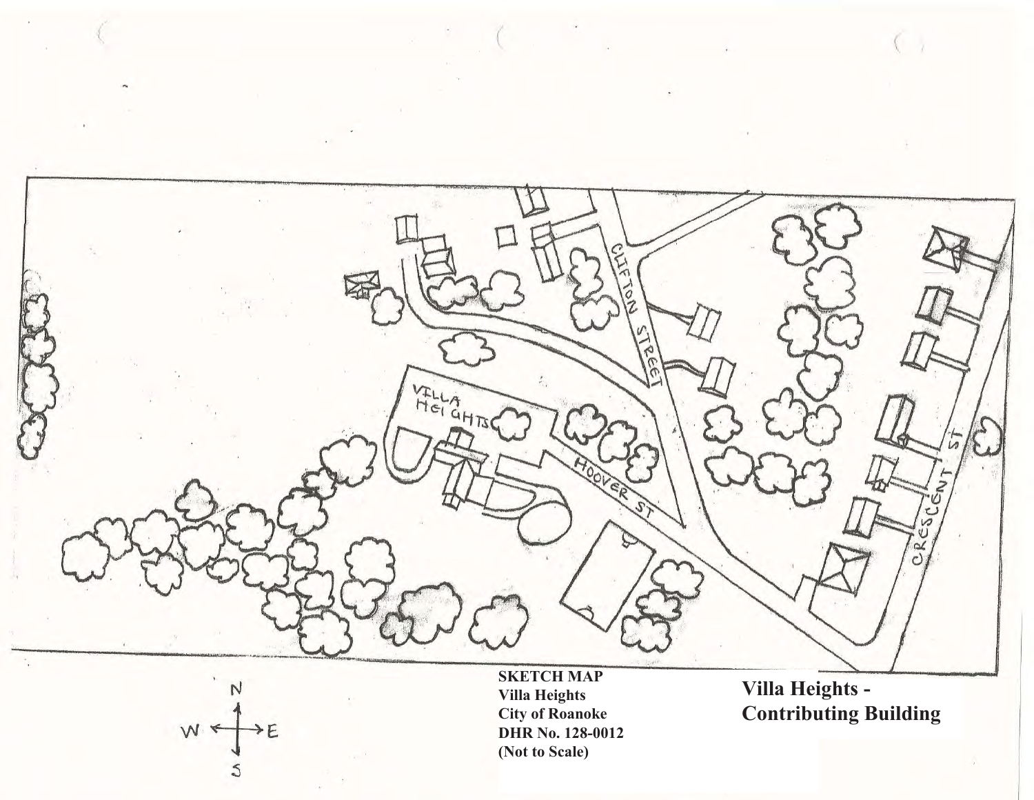**SKETCH MAP**
**Villa Heights**
**City of Roanoke**
**DHR No. 128-0012**
**(Not to Scale)**

**Villa Heights - Contributing Building**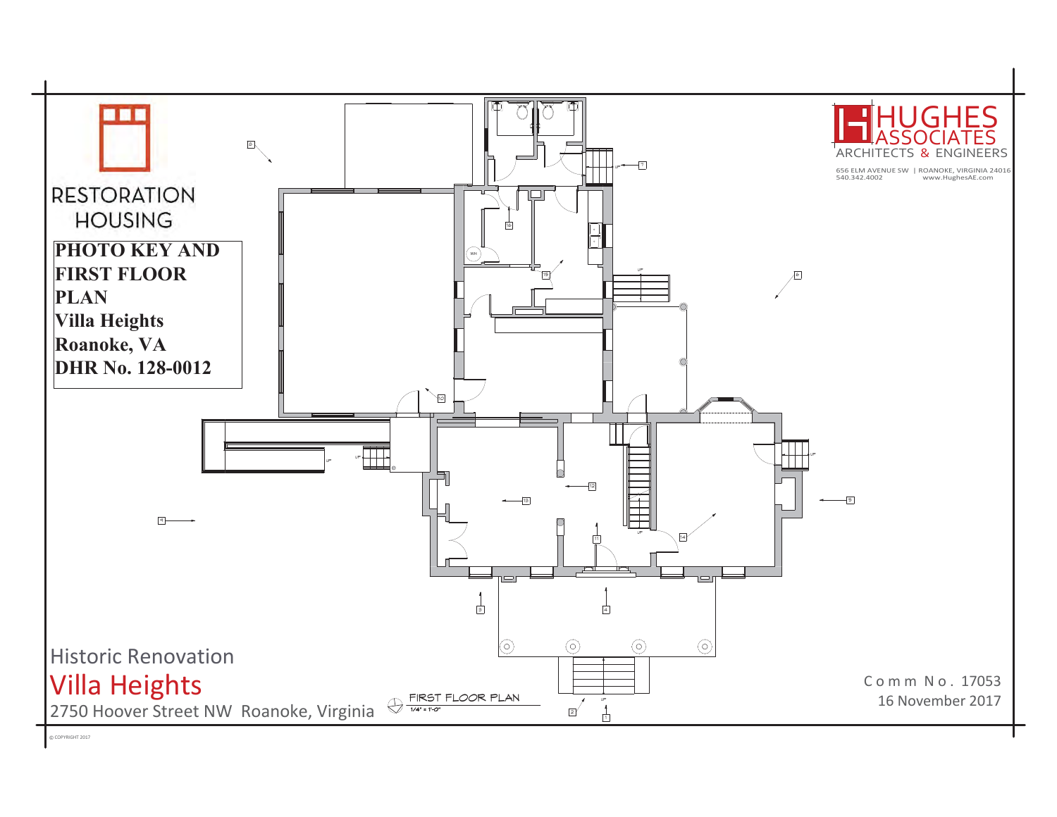RESTORATION HOUSING

**PHOTO KEY AND FIRST FLOOR PLAN**
**Villa Heights**
**Roanoke, VA**
**DHR No. 128-0012**

HUGHES ASSOCIATES
ARCHITECTS & ENGINEERS

656 ELM AVENUE SW | ROANOKE, VIRGINIA 24016
540.342.4002 www.HughesAE.com

FIRST FLOOR PLAN
1/4" = 1'-0"

Historic Renovation
Villa Heights
2750 Hoover Street NW Roanoke, Virginia

Comm No. 17053
16 November 2017

© COPYRIGHT 2017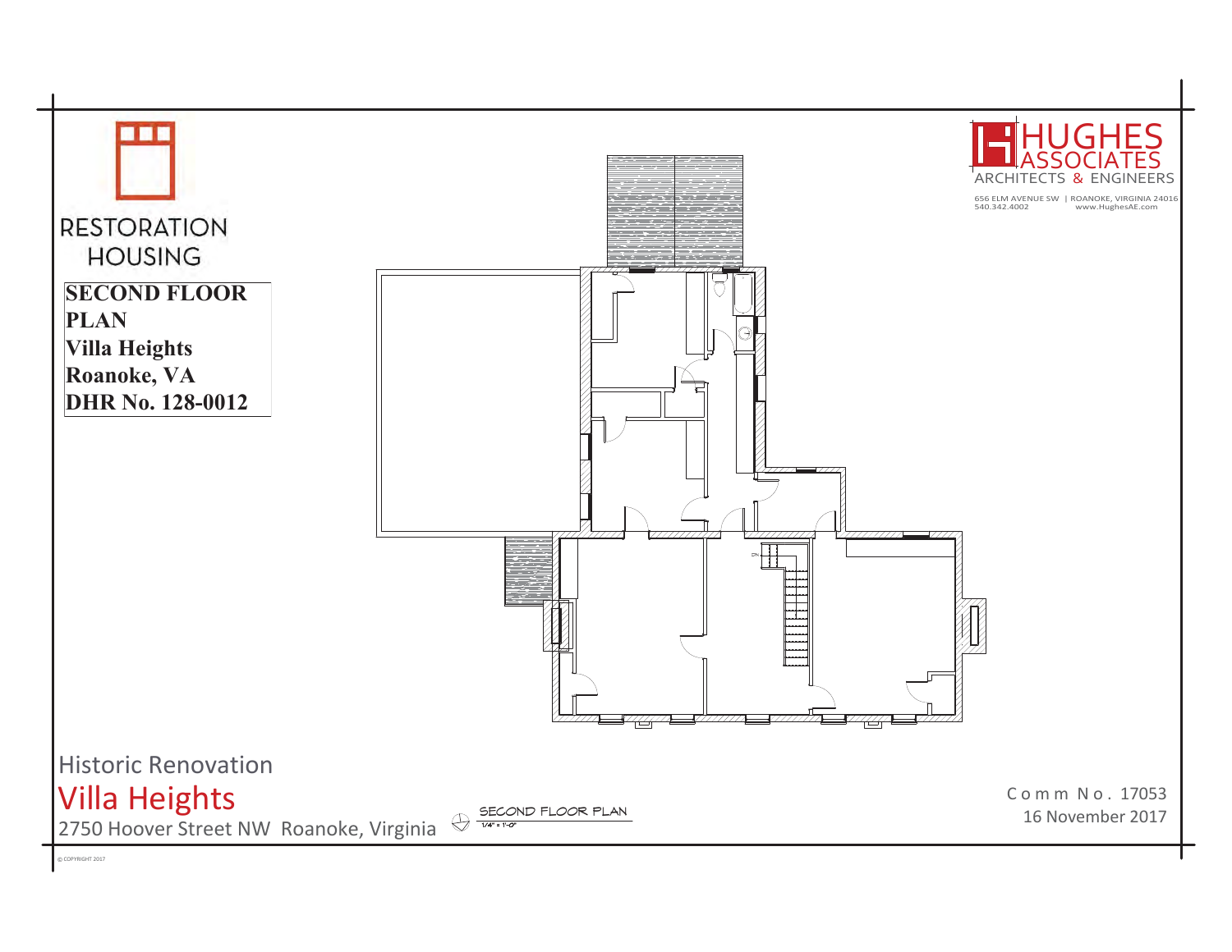RESTORATION HOUSING

**SECOND FLOOR PLAN**
**Villa Heights**
**Roanoke, VA**
**DHR No. 128-0012**

HUGHES ASSOCIATES
ARCHITECTS & ENGINEERS

656 ELM AVENUE SW | ROANOKE, VIRGINIA 24016
540.342.4002 www.HughesAE.com

DN

SECOND FLOOR PLAN
1/4" = 1'-0"

Historic Renovation

Villa Heights

2750 Hoover Street NW Roanoke, Virginia

Comm No. 17053
16 November 2017

© COPYRIGHT 2017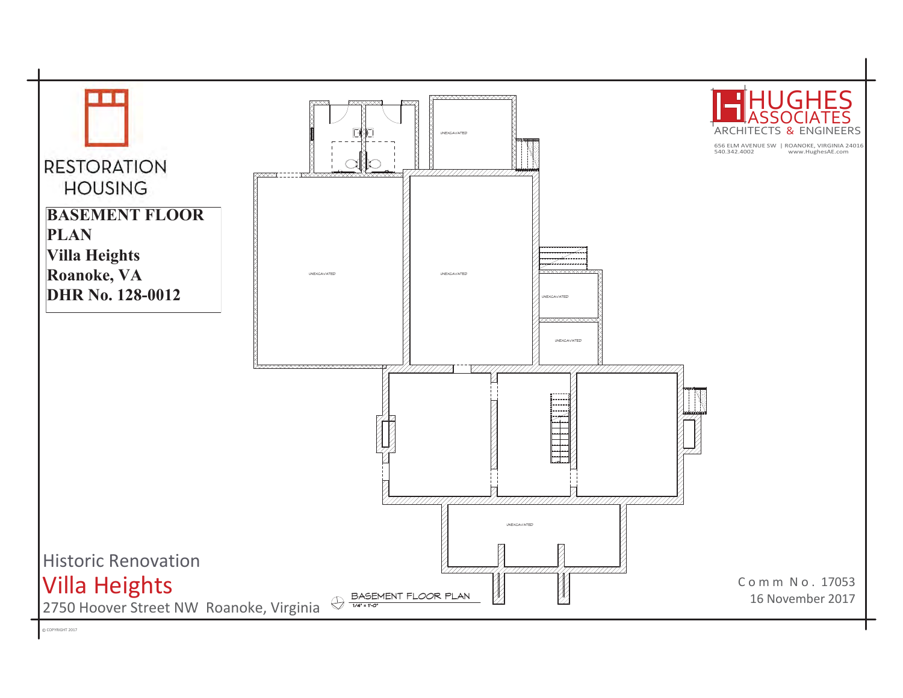RESTORATION HOUSING

**BASEMENT FLOOR PLAN**
**Villa Heights**
**Roanoke, VA**
**DHR No. 128-0012**

HUGHES ASSOCIATES
ARCHITECTS & ENGINEERS

656 ELM AVENUE SW | ROANOKE, VIRGINIA 24016
540.342.4002 www.HughesAE.com

UNEXCAVATED

UNEXCAVATED

UNEXCAVATED

UNEXCAVATED

UNEXCAVATED

UNEXCAVATED

BASEMENT FLOOR PLAN
1/4" = 1'-0"

Historic Renovation
Villa Heights
2750 Hoover Street NW Roanoke, Virginia

Comm No. 17053
16 November 2017

© COPYRIGHT 2017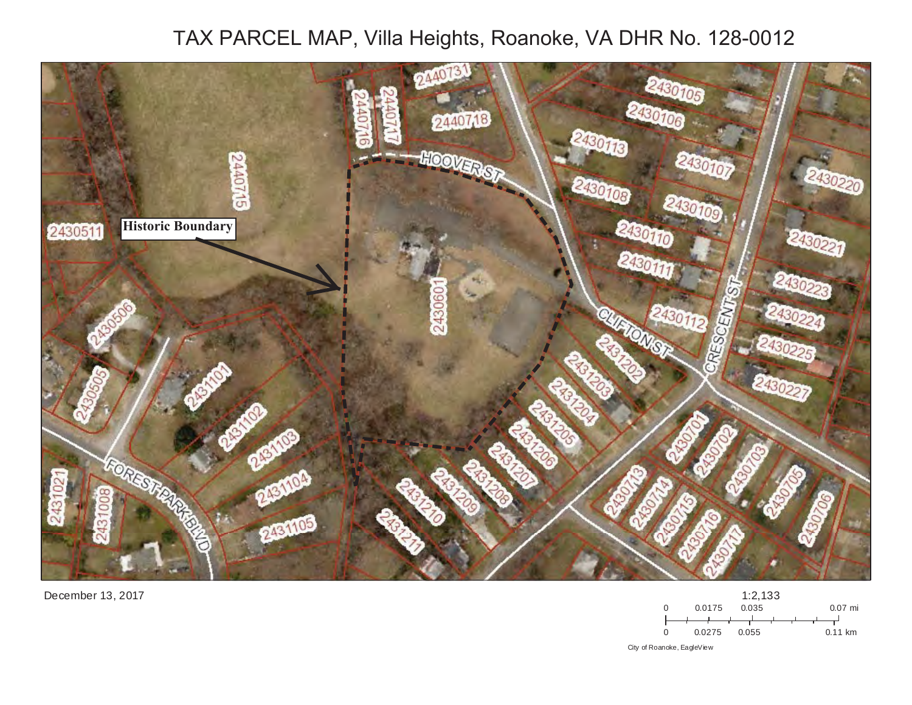# TAX PARCEL MAP, Villa Heights, Roanoke, VA DHR No. 128-0012

Historic Boundary

2440731
2440716
2440717
2440718
2440715
2430105
2430106
2430113
2430107
2430220
2430108
2430109
2430110
2430221
2430111
2430511
2430601
2430223
2430224
2430112
2430225
2430227
2430506
2430505
2431101
2431202
2431203
2431204
2431102
2431205
2431103
2431206
2431207
2431104
2431208
2431209
2431105
2431210
2431211
2431021
2431008
2430701
2430702
2430703
2430705
2430706
2430713
2430714
2430715
2430716
2430717

HOOVER ST
CLIFTON ST
CRESCENT ST
FOREST PARK BLVD

December 13, 2017

1:2,133

0 0.0175 0.035 0.07 mi

0 0.0275 0.055 0.11 km

City of Roanoke, EagleView